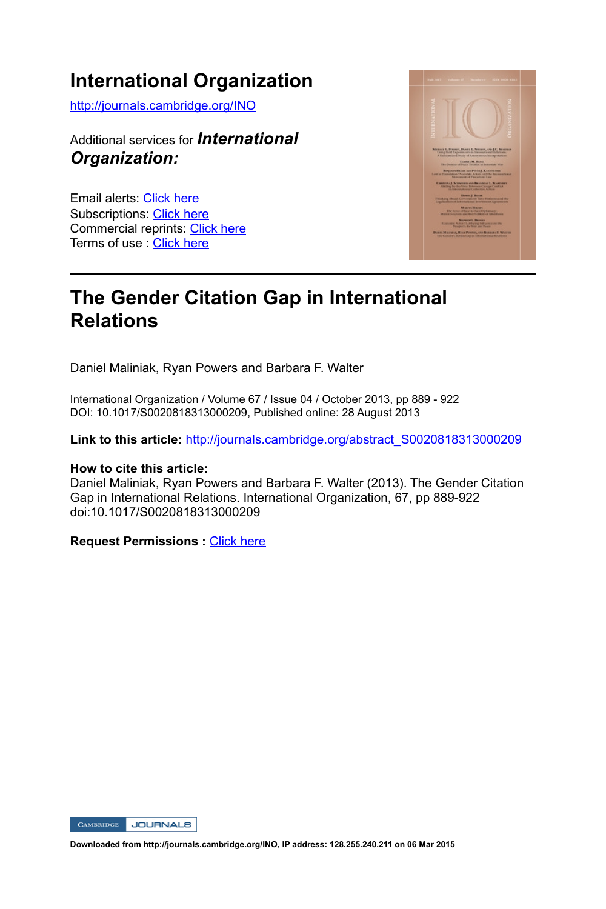# International Organization

http://journals.cambridge.org/INO

Additional services for ***International Organization:***

Email alerts: Click here
Subscriptions: Click here
Commercial reprints: Click here
Terms of use : Click here

## The Gender Citation Gap in International Relations

Daniel Maliniak, Ryan Powers and Barbara F. Walter

International Organization / Volume 67 / Issue 04 / October 2013, pp 889 - 922
DOI: 10.1017/S0020818313000209, Published online: 28 August 2013

**Link to this article:** http://journals.cambridge.org/abstract_S0020818313000209

**How to cite this article:**
Daniel Maliniak, Ryan Powers and Barbara F. Walter (2013). The Gender Citation Gap in International Relations. International Organization, 67, pp 889-922 doi:10.1017/S0020818313000209

**Request Permissions :** Click here

**Downloaded from http://journals.cambridge.org/INO, IP address: 128.255.240.211 on 06 Mar 2015**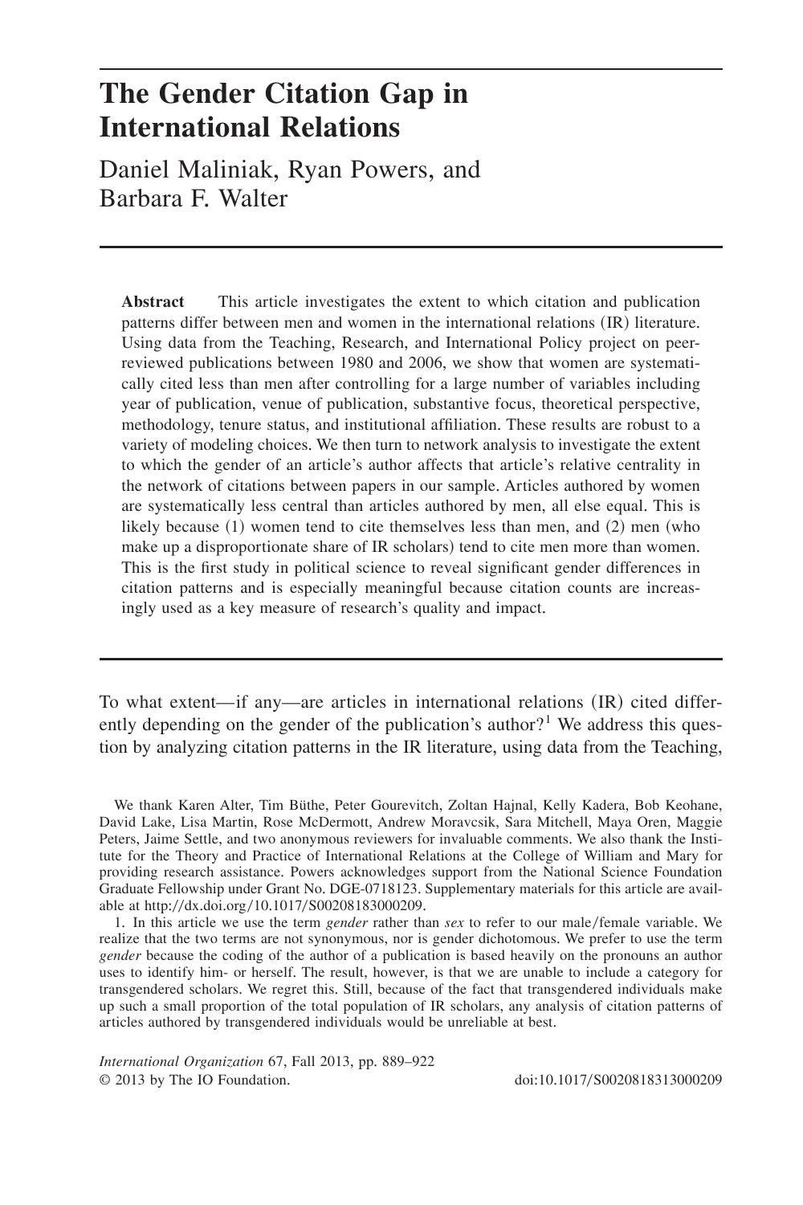# The Gender Citation Gap in International Relations

Daniel Maliniak, Ryan Powers, and Barbara F. Walter

**Abstract** This article investigates the extent to which citation and publication patterns differ between men and women in the international relations (IR) literature. Using data from the Teaching, Research, and International Policy project on peer-reviewed publications between 1980 and 2006, we show that women are systematically cited less than men after controlling for a large number of variables including year of publication, venue of publication, substantive focus, theoretical perspective, methodology, tenure status, and institutional affiliation. These results are robust to a variety of modeling choices. We then turn to network analysis to investigate the extent to which the gender of an article's author affects that article's relative centrality in the network of citations between papers in our sample. Articles authored by women are systematically less central than articles authored by men, all else equal. This is likely because (1) women tend to cite themselves less than men, and (2) men (who make up a disproportionate share of IR scholars) tend to cite men more than women. This is the first study in political science to reveal significant gender differences in citation patterns and is especially meaningful because citation counts are increasingly used as a key measure of research's quality and impact.

To what extent—if any—are articles in international relations (IR) cited differently depending on the gender of the publication's author?[1] We address this question by analyzing citation patterns in the IR literature, using data from the Teaching,

We thank Karen Alter, Tim Büthe, Peter Gourevitch, Zoltan Hajnal, Kelly Kadera, Bob Keohane, David Lake, Lisa Martin, Rose McDermott, Andrew Moravcsik, Sara Mitchell, Maya Oren, Maggie Peters, Jaime Settle, and two anonymous reviewers for invaluable comments. We also thank the Institute for the Theory and Practice of International Relations at the College of William and Mary for providing research assistance. Powers acknowledges support from the National Science Foundation Graduate Fellowship under Grant No. DGE-0718123. Supplementary materials for this article are available at http://dx.doi.org/10.1017/S0020818313000209.

1. In this article we use the term *gender* rather than *sex* to refer to our male/female variable. We realize that the two terms are not synonymous, nor is gender dichotomous. We prefer to use the term *gender* because the coding of the author of a publication is based heavily on the pronouns an author uses to identify him- or herself. The result, however, is that we are unable to include a category for transgendered scholars. We regret this. Still, because of the fact that transgendered individuals make up such a small proportion of the total population of IR scholars, any analysis of citation patterns of articles authored by transgendered individuals would be unreliable at best.

*International Organization* 67, Fall 2013, pp. 889–922
© 2013 by The IO Foundation. doi:10.1017/S0020818313000209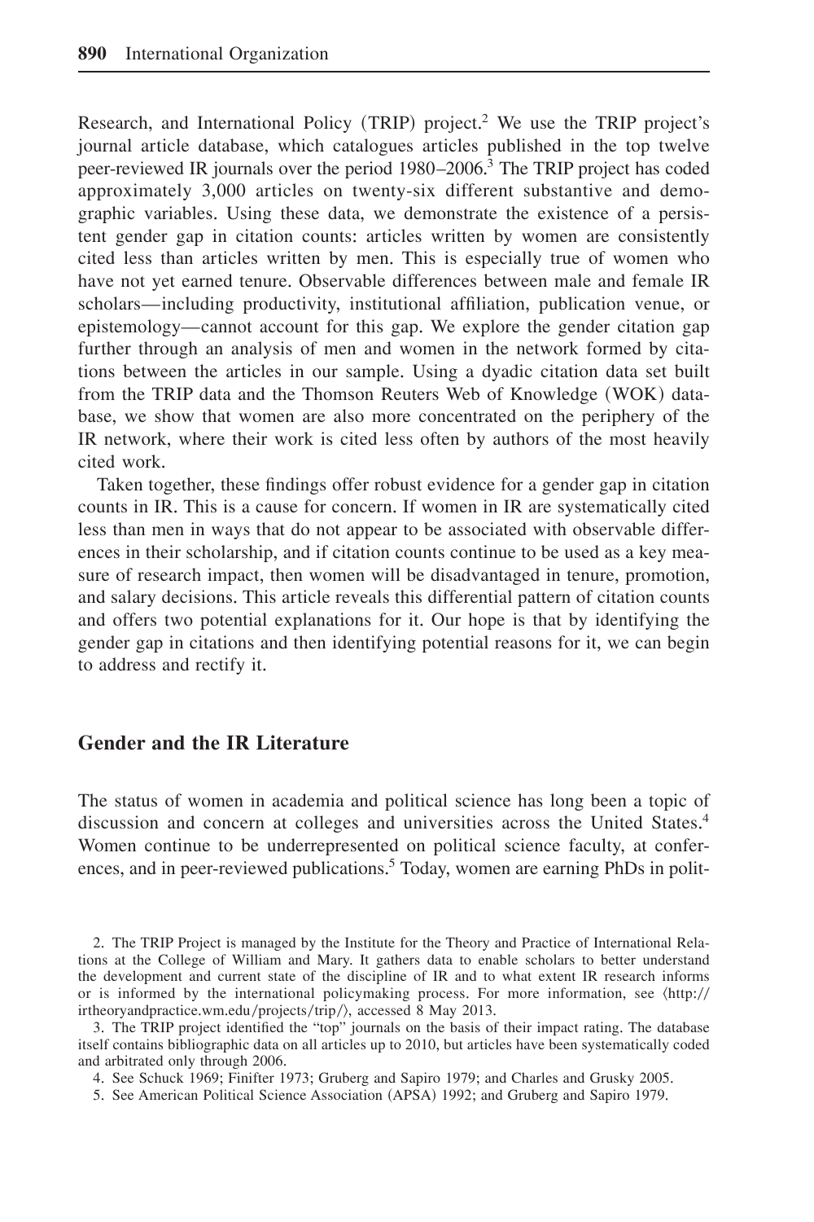Research, and International Policy (TRIP) project.[2] We use the TRIP project's journal article database, which catalogues articles published in the top twelve peer-reviewed IR journals over the period 1980–2006.[3] The TRIP project has coded approximately 3,000 articles on twenty-six different substantive and demographic variables. Using these data, we demonstrate the existence of a persistent gender gap in citation counts: articles written by women are consistently cited less than articles written by men. This is especially true of women who have not yet earned tenure. Observable differences between male and female IR scholars—including productivity, institutional affiliation, publication venue, or epistemology—cannot account for this gap. We explore the gender citation gap further through an analysis of men and women in the network formed by citations between the articles in our sample. Using a dyadic citation data set built from the TRIP data and the Thomson Reuters Web of Knowledge (WOK) database, we show that women are also more concentrated on the periphery of the IR network, where their work is cited less often by authors of the most heavily cited work.

Taken together, these findings offer robust evidence for a gender gap in citation counts in IR. This is a cause for concern. If women in IR are systematically cited less than men in ways that do not appear to be associated with observable differences in their scholarship, and if citation counts continue to be used as a key measure of research impact, then women will be disadvantaged in tenure, promotion, and salary decisions. This article reveals this differential pattern of citation counts and offers two potential explanations for it. Our hope is that by identifying the gender gap in citations and then identifying potential reasons for it, we can begin to address and rectify it.

## Gender and the IR Literature

The status of women in academia and political science has long been a topic of discussion and concern at colleges and universities across the United States.[4] Women continue to be underrepresented on political science faculty, at conferences, and in peer-reviewed publications.[5] Today, women are earning PhDs in polit-

2. The TRIP Project is managed by the Institute for the Theory and Practice of International Relations at the College of William and Mary. It gathers data to enable scholars to better understand the development and current state of the discipline of IR and to what extent IR research informs or is informed by the international policymaking process. For more information, see ⟨http://irtheoryandpractice.wm.edu/projects/trip/⟩, accessed 8 May 2013.

3. The TRIP project identified the "top" journals on the basis of their impact rating. The database itself contains bibliographic data on all articles up to 2010, but articles have been systematically coded and arbitrated only through 2006.

4. See Schuck 1969; Finifter 1973; Gruberg and Sapiro 1979; and Charles and Grusky 2005.

5. See American Political Science Association (APSA) 1992; and Gruberg and Sapiro 1979.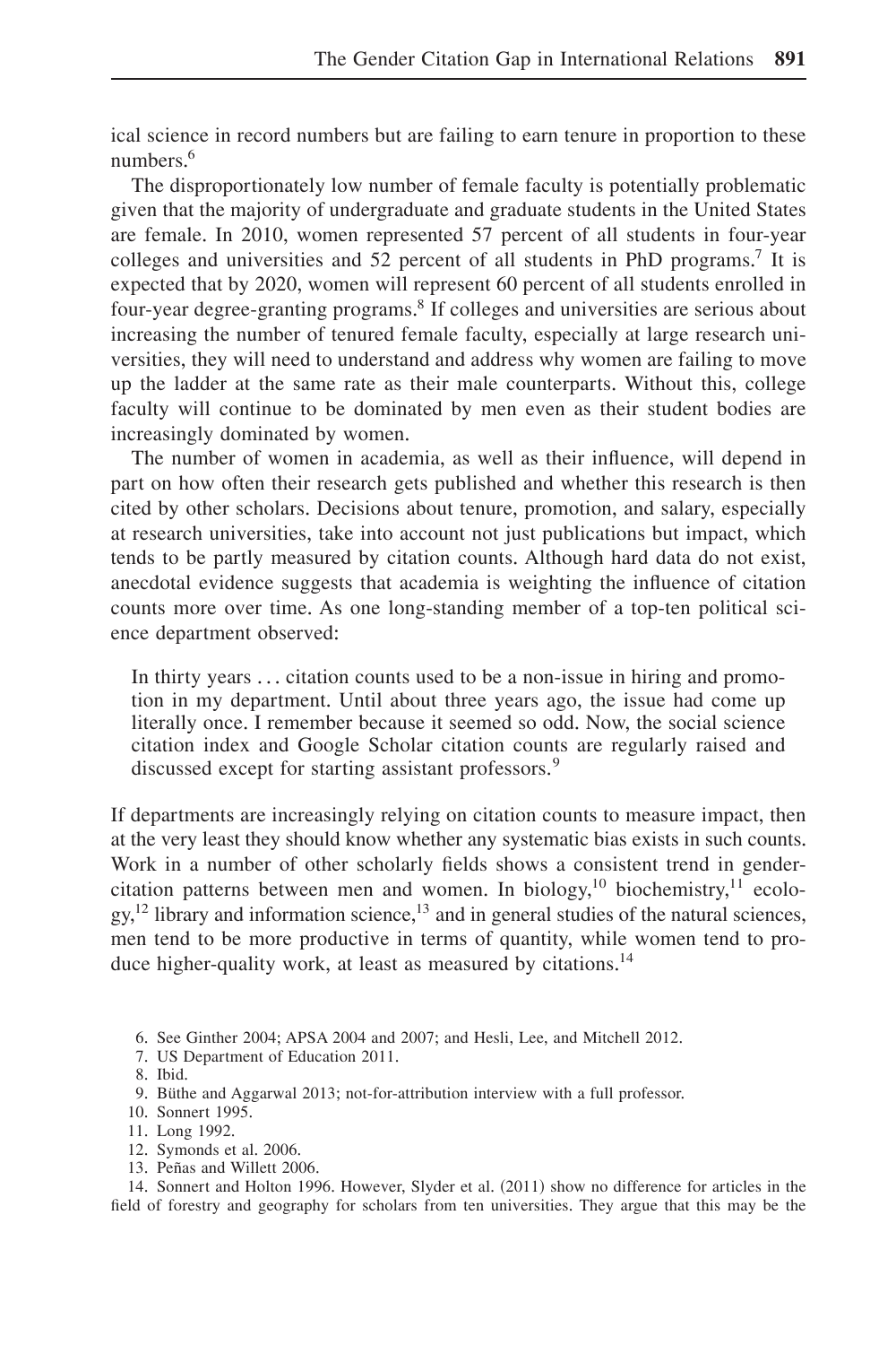ical science in record numbers but are failing to earn tenure in proportion to these numbers.[6]

The disproportionately low number of female faculty is potentially problematic given that the majority of undergraduate and graduate students in the United States are female. In 2010, women represented 57 percent of all students in four-year colleges and universities and 52 percent of all students in PhD programs.[7] It is expected that by 2020, women will represent 60 percent of all students enrolled in four-year degree-granting programs.[8] If colleges and universities are serious about increasing the number of tenured female faculty, especially at large research universities, they will need to understand and address why women are failing to move up the ladder at the same rate as their male counterparts. Without this, college faculty will continue to be dominated by men even as their student bodies are increasingly dominated by women.

The number of women in academia, as well as their influence, will depend in part on how often their research gets published and whether this research is then cited by other scholars. Decisions about tenure, promotion, and salary, especially at research universities, take into account not just publications but impact, which tends to be partly measured by citation counts. Although hard data do not exist, anecdotal evidence suggests that academia is weighting the influence of citation counts more over time. As one long-standing member of a top-ten political science department observed:

> In thirty years ... citation counts used to be a non-issue in hiring and promotion in my department. Until about three years ago, the issue had come up literally once. I remember because it seemed so odd. Now, the social science citation index and Google Scholar citation counts are regularly raised and discussed except for starting assistant professors.[9]

If departments are increasingly relying on citation counts to measure impact, then at the very least they should know whether any systematic bias exists in such counts. Work in a number of other scholarly fields shows a consistent trend in gender-citation patterns between men and women. In biology,[10] biochemistry,[11] ecology,[12] library and information science,[13] and in general studies of the natural sciences, men tend to be more productive in terms of quantity, while women tend to produce higher-quality work, at least as measured by citations.[14]

6. See Ginther 2004; APSA 2004 and 2007; and Hesli, Lee, and Mitchell 2012.
7. US Department of Education 2011.
8. Ibid.
9. Büthe and Aggarwal 2013; not-for-attribution interview with a full professor.
10. Sonnert 1995.
11. Long 1992.
12. Symonds et al. 2006.
13. Peñas and Willett 2006.
14. Sonnert and Holton 1996. However, Slyder et al. (2011) show no difference for articles in the field of forestry and geography for scholars from ten universities. They argue that this may be the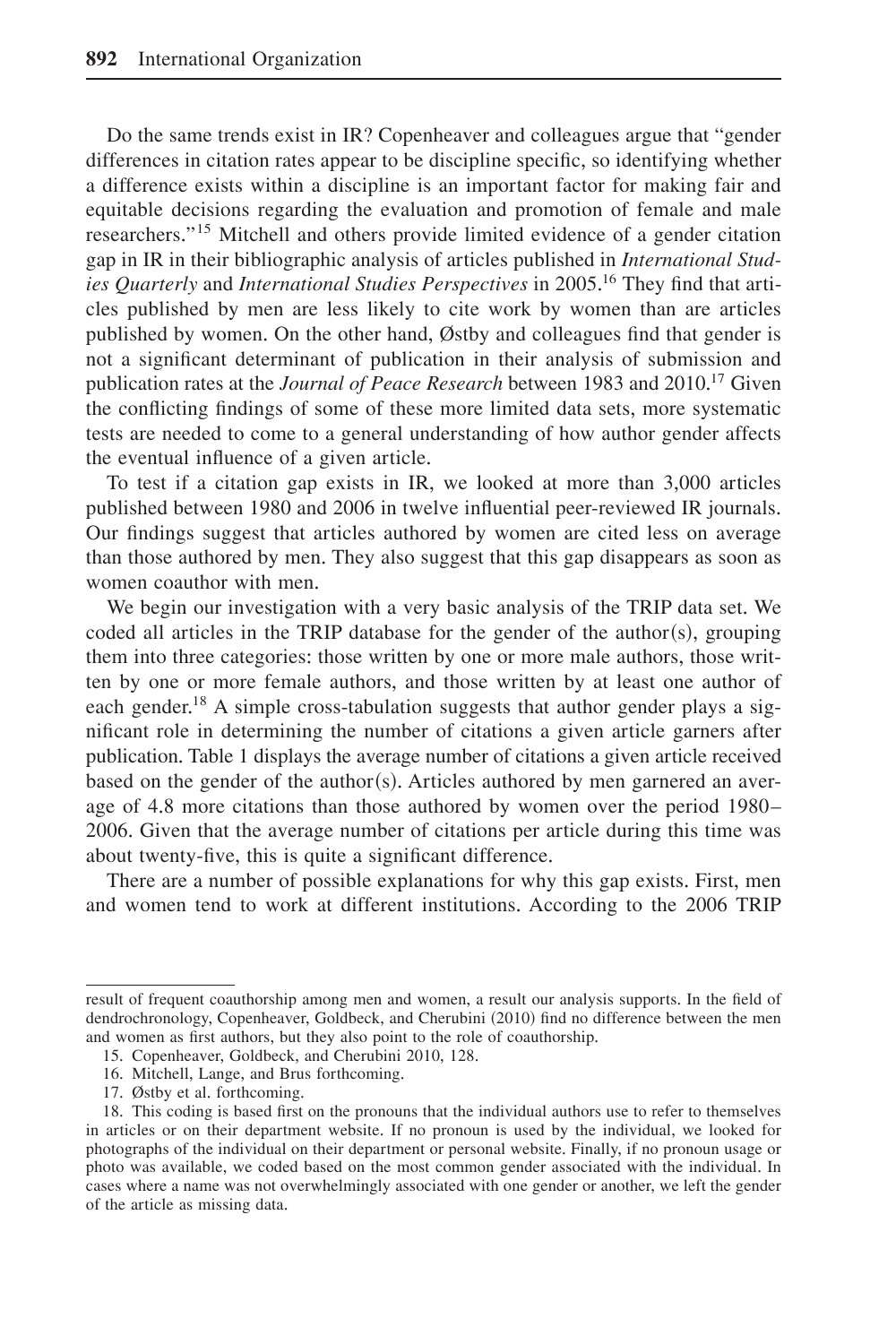Do the same trends exist in IR? Copenheaver and colleagues argue that "gender differences in citation rates appear to be discipline specific, so identifying whether a difference exists within a discipline is an important factor for making fair and equitable decisions regarding the evaluation and promotion of female and male researchers."[15] Mitchell and others provide limited evidence of a gender citation gap in IR in their bibliographic analysis of articles published in *International Studies Quarterly* and *International Studies Perspectives* in 2005.[16] They find that articles published by men are less likely to cite work by women than are articles published by women. On the other hand, Østby and colleagues find that gender is not a significant determinant of publication in their analysis of submission and publication rates at the *Journal of Peace Research* between 1983 and 2010.[17] Given the conflicting findings of some of these more limited data sets, more systematic tests are needed to come to a general understanding of how author gender affects the eventual influence of a given article.

To test if a citation gap exists in IR, we looked at more than 3,000 articles published between 1980 and 2006 in twelve influential peer-reviewed IR journals. Our findings suggest that articles authored by women are cited less on average than those authored by men. They also suggest that this gap disappears as soon as women coauthor with men.

We begin our investigation with a very basic analysis of the TRIP data set. We coded all articles in the TRIP database for the gender of the author(s), grouping them into three categories: those written by one or more male authors, those written by one or more female authors, and those written by at least one author of each gender.[18] A simple cross-tabulation suggests that author gender plays a significant role in determining the number of citations a given article garners after publication. Table 1 displays the average number of citations a given article received based on the gender of the author(s). Articles authored by men garnered an average of 4.8 more citations than those authored by women over the period 1980–2006. Given that the average number of citations per article during this time was about twenty-five, this is quite a significant difference.

There are a number of possible explanations for why this gap exists. First, men and women tend to work at different institutions. According to the 2006 TRIP

---

result of frequent coauthorship among men and women, a result our analysis supports. In the field of dendrochronology, Copenheaver, Goldbeck, and Cherubini (2010) find no difference between the men and women as first authors, but they also point to the role of coauthorship.

15. Copenheaver, Goldbeck, and Cherubini 2010, 128.

16. Mitchell, Lange, and Brus forthcoming.

17. Østby et al. forthcoming.

18. This coding is based first on the pronouns that the individual authors use to refer to themselves in articles or on their department website. If no pronoun is used by the individual, we looked for photographs of the individual on their department or personal website. Finally, if no pronoun usage or photo was available, we coded based on the most common gender associated with the individual. In cases where a name was not overwhelmingly associated with one gender or another, we left the gender of the article as missing data.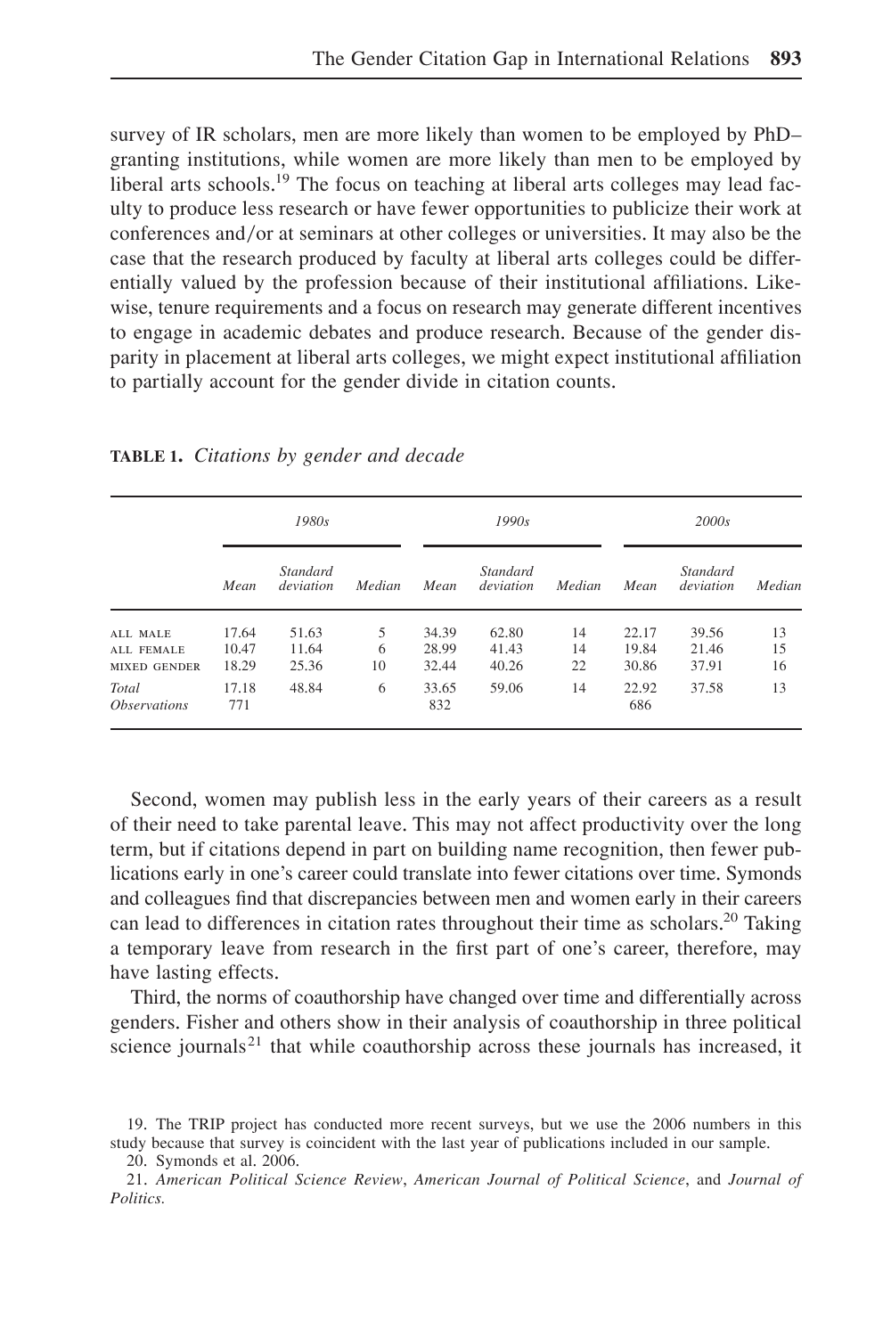survey of IR scholars, men are more likely than women to be employed by PhD–granting institutions, while women are more likely than men to be employed by liberal arts schools.[19] The focus on teaching at liberal arts colleges may lead faculty to produce less research or have fewer opportunities to publicize their work at conferences and/or at seminars at other colleges or universities. It may also be the case that the research produced by faculty at liberal arts colleges could be differentially valued by the profession because of their institutional affiliations. Likewise, tenure requirements and a focus on research may generate different incentives to engage in academic debates and produce research. Because of the gender disparity in placement at liberal arts colleges, we might expect institutional affiliation to partially account for the gender divide in citation counts.

**TABLE 1.** *Citations by gender and decade*

| | *1980s* | | | *1990s* | | | *2000s* | | |
|---|---|---|---|---|---|---|---|---|---|
| | *Mean* | *Standard deviation* | *Median* | *Mean* | *Standard deviation* | *Median* | *Mean* | *Standard deviation* | *Median* |
| ALL MALE | 17.64 | 51.63 | 5 | 34.39 | 62.80 | 14 | 22.17 | 39.56 | 13 |
| ALL FEMALE | 10.47 | 11.64 | 6 | 28.99 | 41.43 | 14 | 19.84 | 21.46 | 15 |
| MIXED GENDER | 18.29 | 25.36 | 10 | 32.44 | 40.26 | 22 | 30.86 | 37.91 | 16 |
| *Total* | 17.18 | 48.84 | 6 | 33.65 | 59.06 | 14 | 22.92 | 37.58 | 13 |
| *Observations* | 771 | | | 832 | | | 686 | | |

Second, women may publish less in the early years of their careers as a result of their need to take parental leave. This may not affect productivity over the long term, but if citations depend in part on building name recognition, then fewer publications early in one's career could translate into fewer citations over time. Symonds and colleagues find that discrepancies between men and women early in their careers can lead to differences in citation rates throughout their time as scholars.[20] Taking a temporary leave from research in the first part of one's career, therefore, may have lasting effects.

Third, the norms of coauthorship have changed over time and differentially across genders. Fisher and others show in their analysis of coauthorship in three political science journals[21] that while coauthorship across these journals has increased, it

19. The TRIP project has conducted more recent surveys, but we use the 2006 numbers in this study because that survey is coincident with the last year of publications included in our sample.

20. Symonds et al. 2006.

21. *American Political Science Review*, *American Journal of Political Science*, and *Journal of Politics.*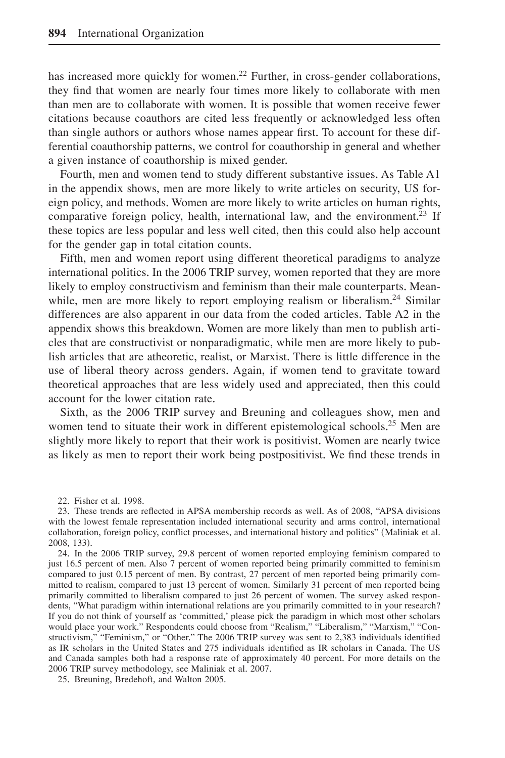has increased more quickly for women.[22] Further, in cross-gender collaborations, they find that women are nearly four times more likely to collaborate with men than men are to collaborate with women. It is possible that women receive fewer citations because coauthors are cited less frequently or acknowledged less often than single authors or authors whose names appear first. To account for these differential coauthorship patterns, we control for coauthorship in general and whether a given instance of coauthorship is mixed gender.

Fourth, men and women tend to study different substantive issues. As Table A1 in the appendix shows, men are more likely to write articles on security, US foreign policy, and methods. Women are more likely to write articles on human rights, comparative foreign policy, health, international law, and the environment.[23] If these topics are less popular and less well cited, then this could also help account for the gender gap in total citation counts.

Fifth, men and women report using different theoretical paradigms to analyze international politics. In the 2006 TRIP survey, women reported that they are more likely to employ constructivism and feminism than their male counterparts. Meanwhile, men are more likely to report employing realism or liberalism.[24] Similar differences are also apparent in our data from the coded articles. Table A2 in the appendix shows this breakdown. Women are more likely than men to publish articles that are constructivist or nonparadigmatic, while men are more likely to publish articles that are atheoretic, realist, or Marxist. There is little difference in the use of liberal theory across genders. Again, if women tend to gravitate toward theoretical approaches that are less widely used and appreciated, then this could account for the lower citation rate.

Sixth, as the 2006 TRIP survey and Breuning and colleagues show, men and women tend to situate their work in different epistemological schools.[25] Men are slightly more likely to report that their work is positivist. Women are nearly twice as likely as men to report their work being postpositivist. We find these trends in

22. Fisher et al. 1998.

23. These trends are reflected in APSA membership records as well. As of 2008, "APSA divisions with the lowest female representation included international security and arms control, international collaboration, foreign policy, conflict processes, and international history and politics" (Maliniak et al. 2008, 133).

24. In the 2006 TRIP survey, 29.8 percent of women reported employing feminism compared to just 16.5 percent of men. Also 7 percent of women reported being primarily committed to feminism compared to just 0.15 percent of men. By contrast, 27 percent of men reported being primarily committed to realism, compared to just 13 percent of women. Similarly 31 percent of men reported being primarily committed to liberalism compared to just 26 percent of women. The survey asked respondents, "What paradigm within international relations are you primarily committed to in your research? If you do not think of yourself as 'committed,' please pick the paradigm in which most other scholars would place your work." Respondents could choose from "Realism," "Liberalism," "Marxism," "Constructivism," "Feminism," or "Other." The 2006 TRIP survey was sent to 2,383 individuals identified as IR scholars in the United States and 275 individuals identified as IR scholars in Canada. The US and Canada samples both had a response rate of approximately 40 percent. For more details on the 2006 TRIP survey methodology, see Maliniak et al. 2007.

25. Breuning, Bredehoft, and Walton 2005.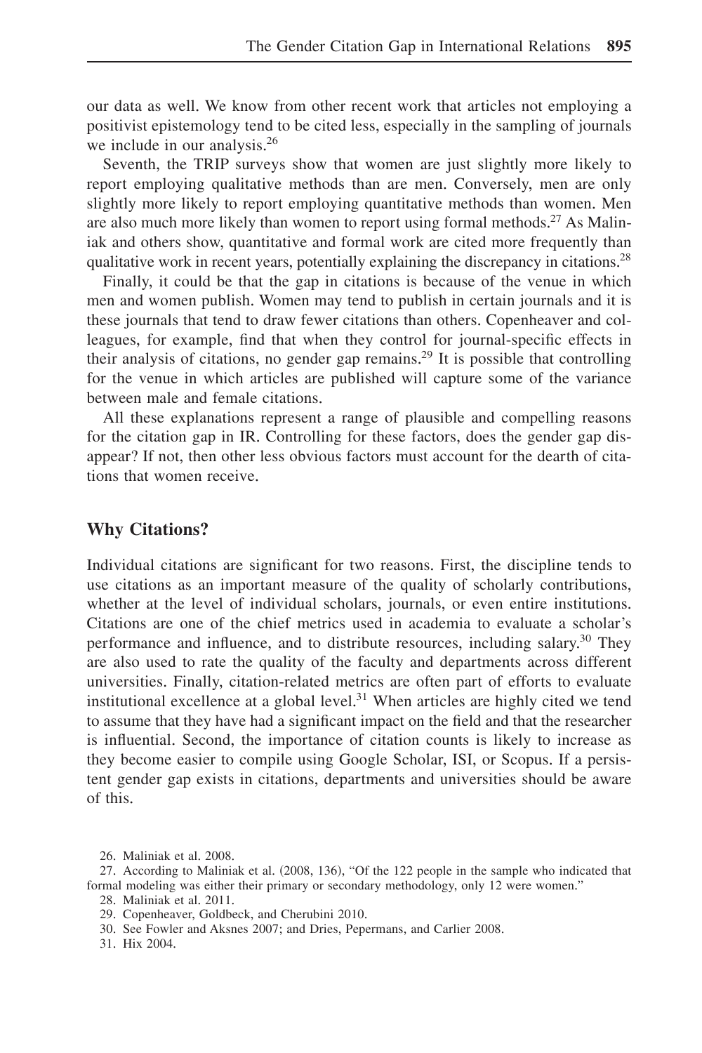our data as well. We know from other recent work that articles not employing a positivist epistemology tend to be cited less, especially in the sampling of journals we include in our analysis.[26]

Seventh, the TRIP surveys show that women are just slightly more likely to report employing qualitative methods than are men. Conversely, men are only slightly more likely to report employing quantitative methods than women. Men are also much more likely than women to report using formal methods.[27] As Maliniak and others show, quantitative and formal work are cited more frequently than qualitative work in recent years, potentially explaining the discrepancy in citations.[28]

Finally, it could be that the gap in citations is because of the venue in which men and women publish. Women may tend to publish in certain journals and it is these journals that tend to draw fewer citations than others. Copenheaver and colleagues, for example, find that when they control for journal-specific effects in their analysis of citations, no gender gap remains.[29] It is possible that controlling for the venue in which articles are published will capture some of the variance between male and female citations.

All these explanations represent a range of plausible and compelling reasons for the citation gap in IR. Controlling for these factors, does the gender gap disappear? If not, then other less obvious factors must account for the dearth of citations that women receive.

## Why Citations?

Individual citations are significant for two reasons. First, the discipline tends to use citations as an important measure of the quality of scholarly contributions, whether at the level of individual scholars, journals, or even entire institutions. Citations are one of the chief metrics used in academia to evaluate a scholar's performance and influence, and to distribute resources, including salary.[30] They are also used to rate the quality of the faculty and departments across different universities. Finally, citation-related metrics are often part of efforts to evaluate institutional excellence at a global level.[31] When articles are highly cited we tend to assume that they have had a significant impact on the field and that the researcher is influential. Second, the importance of citation counts is likely to increase as they become easier to compile using Google Scholar, ISI, or Scopus. If a persistent gender gap exists in citations, departments and universities should be aware of this.

26. Maliniak et al. 2008.

27. According to Maliniak et al. (2008, 136), "Of the 122 people in the sample who indicated that formal modeling was either their primary or secondary methodology, only 12 were women."

28. Maliniak et al. 2011.

29. Copenheaver, Goldbeck, and Cherubini 2010.

30. See Fowler and Aksnes 2007; and Dries, Pepermans, and Carlier 2008.

31. Hix 2004.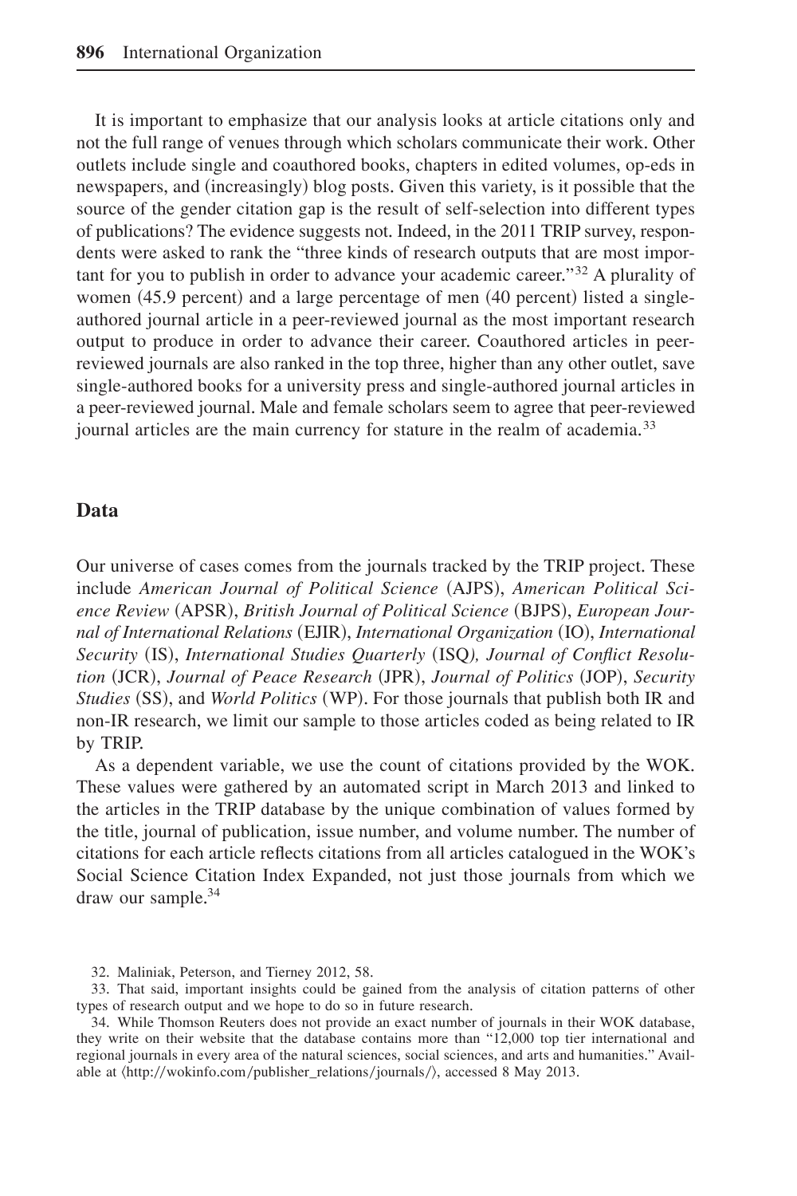It is important to emphasize that our analysis looks at article citations only and not the full range of venues through which scholars communicate their work. Other outlets include single and coauthored books, chapters in edited volumes, op-eds in newspapers, and (increasingly) blog posts. Given this variety, is it possible that the source of the gender citation gap is the result of self-selection into different types of publications? The evidence suggests not. Indeed, in the 2011 TRIP survey, respondents were asked to rank the "three kinds of research outputs that are most important for you to publish in order to advance your academic career."[32] A plurality of women (45.9 percent) and a large percentage of men (40 percent) listed a single-authored journal article in a peer-reviewed journal as the most important research output to produce in order to advance their career. Coauthored articles in peer-reviewed journals are also ranked in the top three, higher than any other outlet, save single-authored books for a university press and single-authored journal articles in a peer-reviewed journal. Male and female scholars seem to agree that peer-reviewed journal articles are the main currency for stature in the realm of academia.[33]

## Data

Our universe of cases comes from the journals tracked by the TRIP project. These include *American Journal of Political Science* (AJPS), *American Political Science Review* (APSR), *British Journal of Political Science* (BJPS), *European Journal of International Relations* (EJIR), *International Organization* (IO), *International Security* (IS), *International Studies Quarterly* (ISQ*), Journal of Conflict Resolution* (JCR), *Journal of Peace Research* (JPR), *Journal of Politics* (JOP), *Security Studies* (SS), and *World Politics* (WP). For those journals that publish both IR and non-IR research, we limit our sample to those articles coded as being related to IR by TRIP.

As a dependent variable, we use the count of citations provided by the WOK. These values were gathered by an automated script in March 2013 and linked to the articles in the TRIP database by the unique combination of values formed by the title, journal of publication, issue number, and volume number. The number of citations for each article reflects citations from all articles catalogued in the WOK's Social Science Citation Index Expanded, not just those journals from which we draw our sample.[34]

32. Maliniak, Peterson, and Tierney 2012, 58.

33. That said, important insights could be gained from the analysis of citation patterns of other types of research output and we hope to do so in future research.

34. While Thomson Reuters does not provide an exact number of journals in their WOK database, they write on their website that the database contains more than "12,000 top tier international and regional journals in every area of the natural sciences, social sciences, and arts and humanities." Available at ⟨http://wokinfo.com/publisher_relations/journals/⟩, accessed 8 May 2013.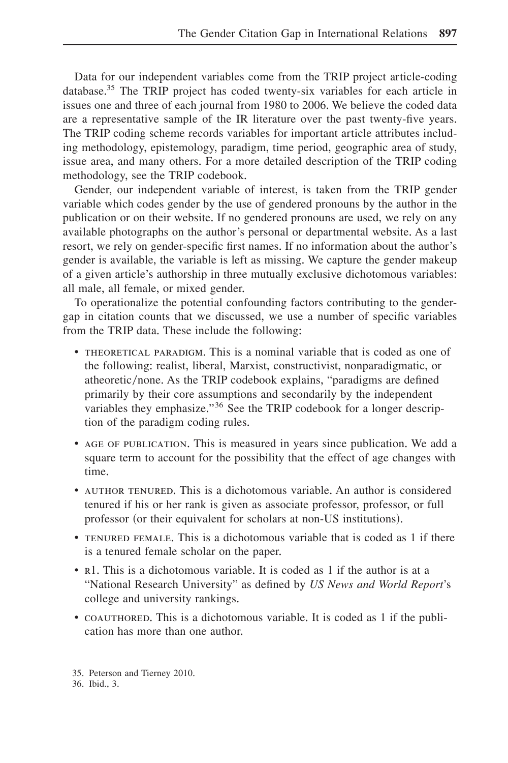Data for our independent variables come from the TRIP project article-coding database.[35] The TRIP project has coded twenty-six variables for each article in issues one and three of each journal from 1980 to 2006. We believe the coded data are a representative sample of the IR literature over the past twenty-five years. The TRIP coding scheme records variables for important article attributes including methodology, epistemology, paradigm, time period, geographic area of study, issue area, and many others. For a more detailed description of the TRIP coding methodology, see the TRIP codebook.

Gender, our independent variable of interest, is taken from the TRIP gender variable which codes gender by the use of gendered pronouns by the author in the publication or on their website. If no gendered pronouns are used, we rely on any available photographs on the author's personal or departmental website. As a last resort, we rely on gender-specific first names. If no information about the author's gender is available, the variable is left as missing. We capture the gender makeup of a given article's authorship in three mutually exclusive dichotomous variables: all male, all female, or mixed gender.

To operationalize the potential confounding factors contributing to the gender-gap in citation counts that we discussed, we use a number of specific variables from the TRIP data. These include the following:

- THEORETICAL PARADIGM. This is a nominal variable that is coded as one of the following: realist, liberal, Marxist, constructivist, nonparadigmatic, or atheoretic/none. As the TRIP codebook explains, "paradigms are defined primarily by their core assumptions and secondarily by the independent variables they emphasize."[36] See the TRIP codebook for a longer description of the paradigm coding rules.
- AGE OF PUBLICATION. This is measured in years since publication. We add a square term to account for the possibility that the effect of age changes with time.
- AUTHOR TENURED. This is a dichotomous variable. An author is considered tenured if his or her rank is given as associate professor, professor, or full professor (or their equivalent for scholars at non-US institutions).
- TENURED FEMALE. This is a dichotomous variable that is coded as 1 if there is a tenured female scholar on the paper.
- R1. This is a dichotomous variable. It is coded as 1 if the author is at a "National Research University" as defined by *US News and World Report*'s college and university rankings.
- COAUTHORED. This is a dichotomous variable. It is coded as 1 if the publication has more than one author.

35. Peterson and Tierney 2010.

36. Ibid., 3.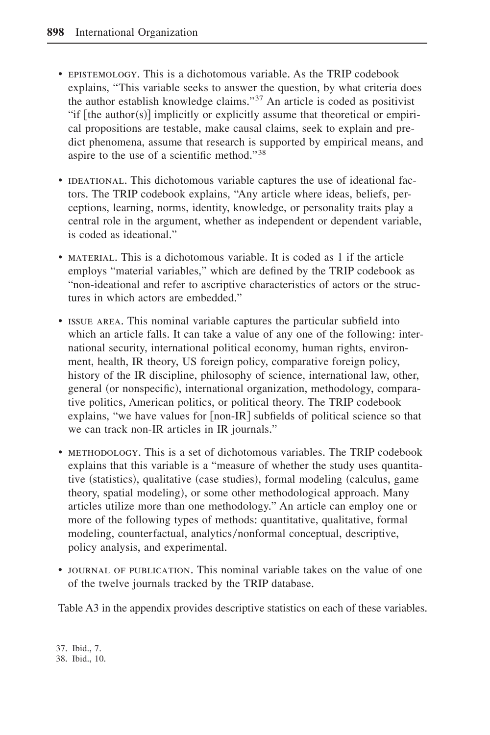- EPISTEMOLOGY. This is a dichotomous variable. As the TRIP codebook explains, "This variable seeks to answer the question, by what criteria does the author establish knowledge claims."[37] An article is coded as positivist "if [the author(s)] implicitly or explicitly assume that theoretical or empirical propositions are testable, make causal claims, seek to explain and predict phenomena, assume that research is supported by empirical means, and aspire to the use of a scientific method."[38]

- IDEATIONAL. This dichotomous variable captures the use of ideational factors. The TRIP codebook explains, "Any article where ideas, beliefs, perceptions, learning, norms, identity, knowledge, or personality traits play a central role in the argument, whether as independent or dependent variable, is coded as ideational."

- MATERIAL. This is a dichotomous variable. It is coded as 1 if the article employs "material variables," which are defined by the TRIP codebook as "non-ideational and refer to ascriptive characteristics of actors or the structures in which actors are embedded."

- ISSUE AREA. This nominal variable captures the particular subfield into which an article falls. It can take a value of any one of the following: international security, international political economy, human rights, environment, health, IR theory, US foreign policy, comparative foreign policy, history of the IR discipline, philosophy of science, international law, other, general (or nonspecific), international organization, methodology, comparative politics, American politics, or political theory. The TRIP codebook explains, "we have values for [non-IR] subfields of political science so that we can track non-IR articles in IR journals."

- METHODOLOGY. This is a set of dichotomous variables. The TRIP codebook explains that this variable is a "measure of whether the study uses quantitative (statistics), qualitative (case studies), formal modeling (calculus, game theory, spatial modeling), or some other methodological approach. Many articles utilize more than one methodology." An article can employ one or more of the following types of methods: quantitative, qualitative, formal modeling, counterfactual, analytics/nonformal conceptual, descriptive, policy analysis, and experimental.

- JOURNAL OF PUBLICATION. This nominal variable takes on the value of one of the twelve journals tracked by the TRIP database.

Table A3 in the appendix provides descriptive statistics on each of these variables.

37. Ibid., 7.
38. Ibid., 10.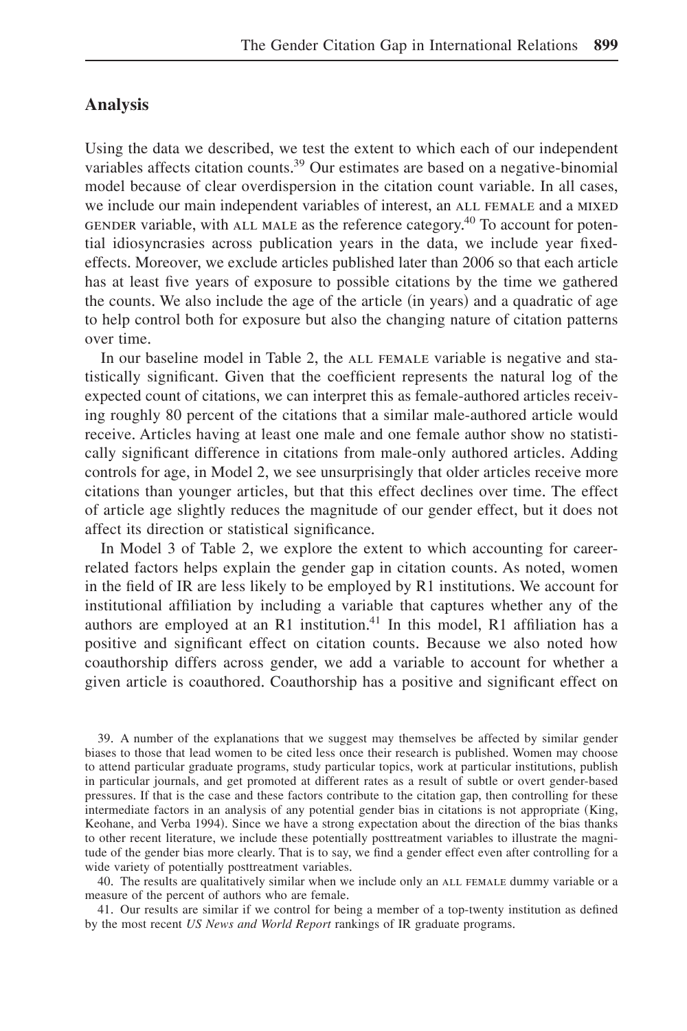## Analysis

Using the data we described, we test the extent to which each of our independent variables affects citation counts.[39] Our estimates are based on a negative-binomial model because of clear overdispersion in the citation count variable. In all cases, we include our main independent variables of interest, an ALL FEMALE and a MIXED GENDER variable, with ALL MALE as the reference category.[40] To account for potential idiosyncrasies across publication years in the data, we include year fixed-effects. Moreover, we exclude articles published later than 2006 so that each article has at least five years of exposure to possible citations by the time we gathered the counts. We also include the age of the article (in years) and a quadratic of age to help control both for exposure but also the changing nature of citation patterns over time.

In our baseline model in Table 2, the ALL FEMALE variable is negative and statistically significant. Given that the coefficient represents the natural log of the expected count of citations, we can interpret this as female-authored articles receiving roughly 80 percent of the citations that a similar male-authored article would receive. Articles having at least one male and one female author show no statistically significant difference in citations from male-only authored articles. Adding controls for age, in Model 2, we see unsurprisingly that older articles receive more citations than younger articles, but that this effect declines over time. The effect of article age slightly reduces the magnitude of our gender effect, but it does not affect its direction or statistical significance.

In Model 3 of Table 2, we explore the extent to which accounting for career-related factors helps explain the gender gap in citation counts. As noted, women in the field of IR are less likely to be employed by R1 institutions. We account for institutional affiliation by including a variable that captures whether any of the authors are employed at an R1 institution.[41] In this model, R1 affiliation has a positive and significant effect on citation counts. Because we also noted how coauthorship differs across gender, we add a variable to account for whether a given article is coauthored. Coauthorship has a positive and significant effect on

39. A number of the explanations that we suggest may themselves be affected by similar gender biases to those that lead women to be cited less once their research is published. Women may choose to attend particular graduate programs, study particular topics, work at particular institutions, publish in particular journals, and get promoted at different rates as a result of subtle or overt gender-based pressures. If that is the case and these factors contribute to the citation gap, then controlling for these intermediate factors in an analysis of any potential gender bias in citations is not appropriate (King, Keohane, and Verba 1994). Since we have a strong expectation about the direction of the bias thanks to other recent literature, we include these potentially posttreatment variables to illustrate the magnitude of the gender bias more clearly. That is to say, we find a gender effect even after controlling for a wide variety of potentially posttreatment variables.

40. The results are qualitatively similar when we include only an ALL FEMALE dummy variable or a measure of the percent of authors who are female.

41. Our results are similar if we control for being a member of a top-twenty institution as defined by the most recent *US News and World Report* rankings of IR graduate programs.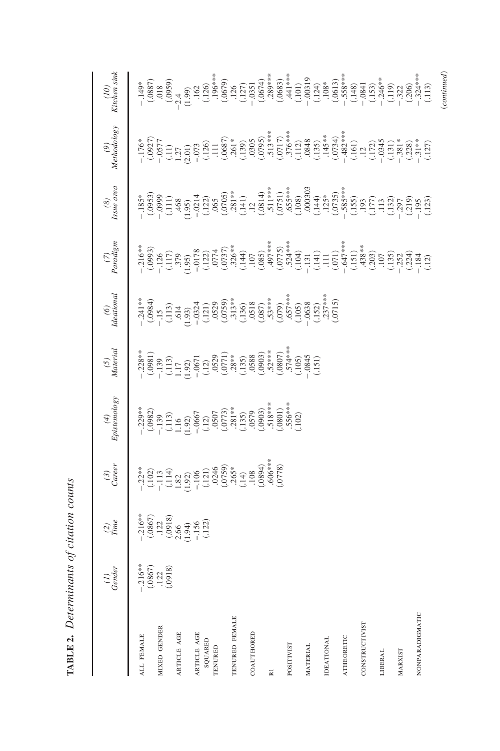**TABLE 2.** *Determinants of citation counts*

| | (1) *Gender* | (2) *Time* | (3) *Career* | (4) *Epistemology* | (5) *Material* | (6) *Ideational* | (7) *Paradigm* | (8) *Issue area* | (9) *Methodology* | (10) *Kitchen sink* |
|---|---|---|---|---|---|---|---|---|---|---|
| ALL FEMALE | −.216** | −.216** | −.22** | −.229** | −.228** | −.241** | −.216** | −.185* | −.176* | −.149* |
| | (.0867) | (.0867) | (.102) | (.0982) | (.0981) | (.0984) | (.0993) | (.0953) | (.0927) | (.0887) |
| MIXED GENDER | .122 | .122 | −.113 | −.139 | −.139 | −.15 | −.126 | −.0999 | −.0577 | .018 |
| | (.0918) | (.0918) | (.114) | (.113) | (.113) | (.113) | (.117) | (.111) | (.11) | (.0959) |
| ARTICLE AGE | | 2.66 | 1.82 | 1.16 | 1.17 | .614 | .379 | .468 | 1.27 | −2.4 |
| | | (1.94) | (1.92) | (1.92) | (1.92) | (1.93) | (1.95) | (1.95) | (2.01) | (1.99) |
| ARTICLE AGE SQUARED | | −.156 | −.106 | −.0667 | −.0671 | −.0324 | −.0178 | −.0214 | −.073 | .162 |
| | | (.122) | (.121) | (.12) | (.12) | (.121) | (.122) | (.122) | (.126) | (.126) |
| TENURED | | | .0246 | .0507 | .0529 | .0529 | .0774 | .065 | .111 | .196*** |
| | | | (.0759) | (.0773) | (.0771) | (.0759) | (.0737) | (.0705) | (.0687) | (.0679) |
| TENURED FEMALE | | | .265* | .281** | .28** | .313** | .326** | .281** | .261* | .126 |
| | | | (.14) | (.135) | (.135) | (.136) | (.144) | (.141) | (.139) | (.127) |
| COAUTHORED | | | .108 | .0579 | .0588 | .0518 | .107 | .12 | .0305 | −.0351 |
| | | | (.0894) | (.0903) | (.0903) | (.087) | (.085) | (.0814) | (.0795) | (.0674) |
| R1 | | | .606*** | .518*** | .52*** | .53*** | .497*** | .511*** | .513*** | .289*** |
| | | | (.0778) | (.0801) | (.0807) | (.079) | (.0775) | (.0751) | (.0717) | (.0683) |
| POSITIVIST | | | | .556*** | .574*** | .657*** | .524*** | .655*** | .376*** | .441*** |
| | | | | (.102) | (.105) | (.105) | (.104) | (.108) | (.112) | (.101) |
| MATERIAL | | | | | −.0845 | −.0638 | −.131 | .000303 | .0848 | −.00319 |
| | | | | | (.151) | (.152) | (.141) | (.144) | (.135) | (.124) |
| IDEATIONAL | | | | | | .237*** | .111 | .125* | .145** | .108* |
| | | | | | | (.0715) | (.071) | (.0735) | (.0734) | (.0613) |
| ATHEORETIC | | | | | | | −.647*** | −.585*** | −.482*** | −.558*** |
| | | | | | | | (.151) | (.155) | (.161) | (.148) |
| CONSTRUCTIVIST | | | | | | | .438** | .193 | .12 | −.0841 |
| | | | | | | | (.203) | (.177) | (.172) | (.153) |
| LIBERAL | | | | | | | .107 | .113 | −.0345 | −.246** |
| | | | | | | | (.135) | (.132) | (.131) | (.119) |
| MARXIST | | | | | | | −.252 | −.297 | −.381* | −.322 |
| | | | | | | | (.224) | (.219) | (.228) | (.206) |
| NONPARADIGMATIC | | | | | | | −.184 | −.195 | −.31** | −.324*** |
| | | | | | | | (.12) | (.123) | (.127) | (.113) |

(*continued*)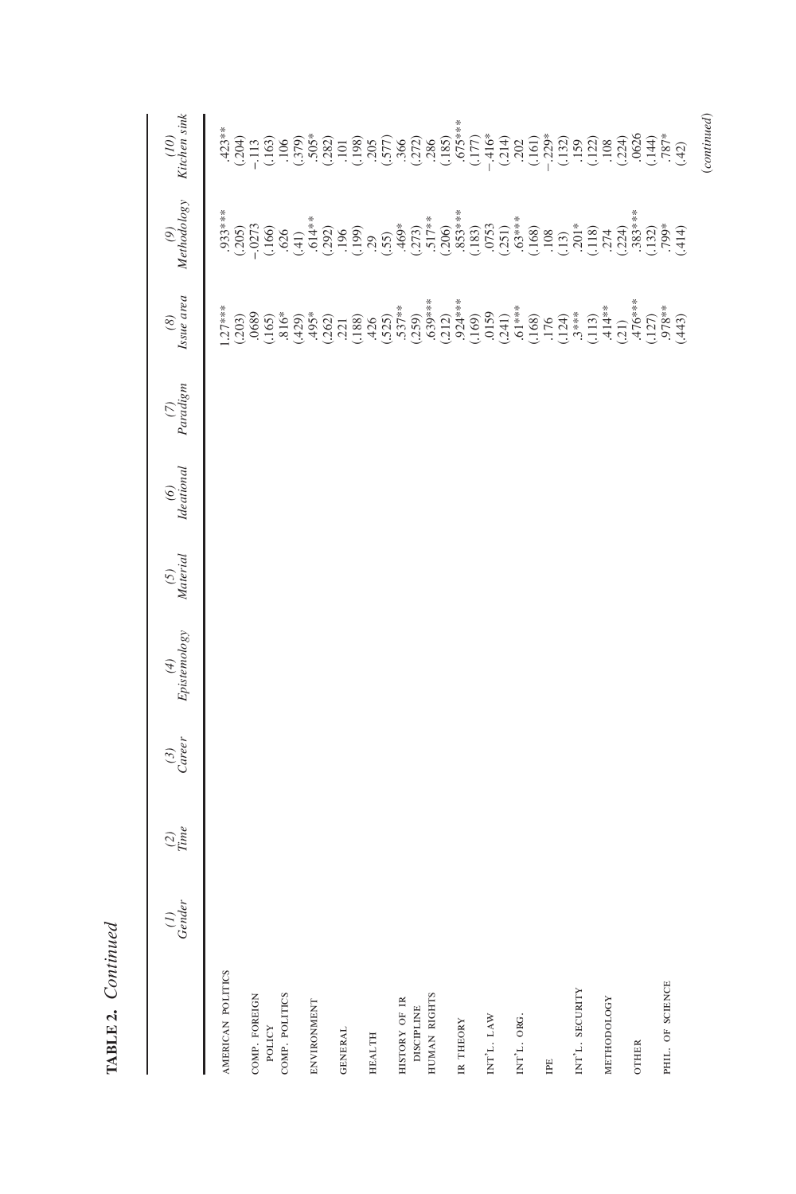**TABLE 2.** *Continued*

| | (1) Gender | (2) Time | (3) Career | (4) Epistemology | (5) Material | (6) Ideational | (7) Paradigm | (8) Issue area | (9) Methodology | (10) Kitchen sink |
|---|---|---|---|---|---|---|---|---|---|---|
| AMERICAN POLITICS | | | | | | | | 1.27*** | .933*** | .423** |
| | | | | | | | | (.203) | (.205) | (.204) |
| COMP. FOREIGN POLICY | | | | | | | | .0689 | −.0273 | −.113 |
| | | | | | | | | (.165) | (.166) | (.163) |
| COMP. POLITICS | | | | | | | | .816* | .626 | .106 |
| | | | | | | | | (.429) | (.41) | (.379) |
| ENVIRONMENT | | | | | | | | .495* | .614** | .505* |
| | | | | | | | | (.262) | (.292) | (.282) |
| GENERAL | | | | | | | | .221 | .196 | .101 |
| | | | | | | | | (.188) | (.199) | (.198) |
| HEALTH | | | | | | | | .426 | .29 | .205 |
| | | | | | | | | (.525) | (.55) | (.577) |
| HISTORY OF IR DISCIPLINE | | | | | | | | .537** | .469* | .366 |
| | | | | | | | | (.259) | (.273) | (.272) |
| HUMAN RIGHTS | | | | | | | | .639*** | .517** | .286 |
| | | | | | | | | (.212) | (.206) | (.185) |
| IR THEORY | | | | | | | | .924*** | .853*** | .675*** |
| | | | | | | | | (.169) | (.183) | (.177) |
| INT'L. LAW | | | | | | | | .0159 | .0753 | −.416* |
| | | | | | | | | (.241) | (.251) | (.214) |
| INT'L. ORG. | | | | | | | | .61*** | .63*** | .202 |
| | | | | | | | | (.168) | (.168) | (.161) |
| IPE | | | | | | | | .176 | .108 | −.229* |
| | | | | | | | | (.124) | (.13) | (.132) |
| INT'L. SECURITY | | | | | | | | .3*** | .201* | .159 |
| | | | | | | | | (.113) | (.118) | (.122) |
| METHODOLOGY | | | | | | | | .414** | .274 | .108 |
| | | | | | | | | (.21) | (.224) | (.224) |
| OTHER | | | | | | | | .476*** | .383*** | .0626 |
| | | | | | | | | (.127) | (.132) | (.144) |
| PHIL. OF SCIENCE | | | | | | | | .978** | .799* | .787* |
| | | | | | | | | (.443) | (.414) | (.42) |

(*continued*)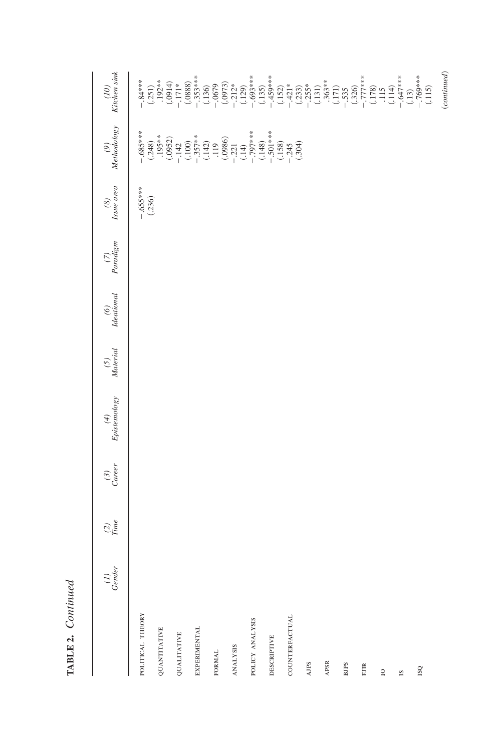**TABLE 2.** *Continued*

| | *(1) Gender* | *(2) Time* | *(3) Career* | *(4) Epistemology* | *(5) Material* | *(6) Ideational* | *(7) Paradigm* | *(8) Issue area* | *(9) Methodology* | *(10) Kitchen sink* |
|---|---|---|---|---|---|---|---|---|---|---|
| POLITICAL THEORY | | | | | | | | −.655*** | −.685*** | −.84*** |
| | | | | | | | | (.236) | (.248) | (.251) |
| QUANTITATIVE | | | | | | | | | .195** | .192** |
| | | | | | | | | | (.0952) | (.0914) |
| QUALITATIVE | | | | | | | | | −.142 | −.171* |
| | | | | | | | | | (.100) | (.0888) |
| EXPERIMENTAL | | | | | | | | | −.357** | −.353*** |
| | | | | | | | | | (.142) | (.136) |
| FORMAL | | | | | | | | | .119 | −.0679 |
| | | | | | | | | | (.0986) | (.0973) |
| ANALYSIS | | | | | | | | | −.221 | −.212* |
| | | | | | | | | | (.14) | (.129) |
| POLICY ANALYSIS | | | | | | | | | −.797*** | −.693*** |
| | | | | | | | | | (.148) | (.135) |
| DESCRIPTIVE | | | | | | | | | −.501*** | −.459*** |
| | | | | | | | | | (.158) | (.152) |
| COUNTERFACTUAL | | | | | | | | | −.245 | −.421* |
| | | | | | | | | | (.304) | (.233) |
| AJPS | | | | | | | | | | −.255* |
| | | | | | | | | | | (.131) |
| APSR | | | | | | | | | | .363** |
| | | | | | | | | | | (.171) |
| BJPS | | | | | | | | | | −.535 |
| | | | | | | | | | | (.326) |
| EJIR | | | | | | | | | | −.777*** |
| | | | | | | | | | | (.178) |
| IO | | | | | | | | | | .115 |
| | | | | | | | | | | (.114) |
| IS | | | | | | | | | | −.647*** |
| | | | | | | | | | | (.13) |
| ISQ | | | | | | | | | | −.769*** |
| | | | | | | | | | | (.115) |

(*continued*)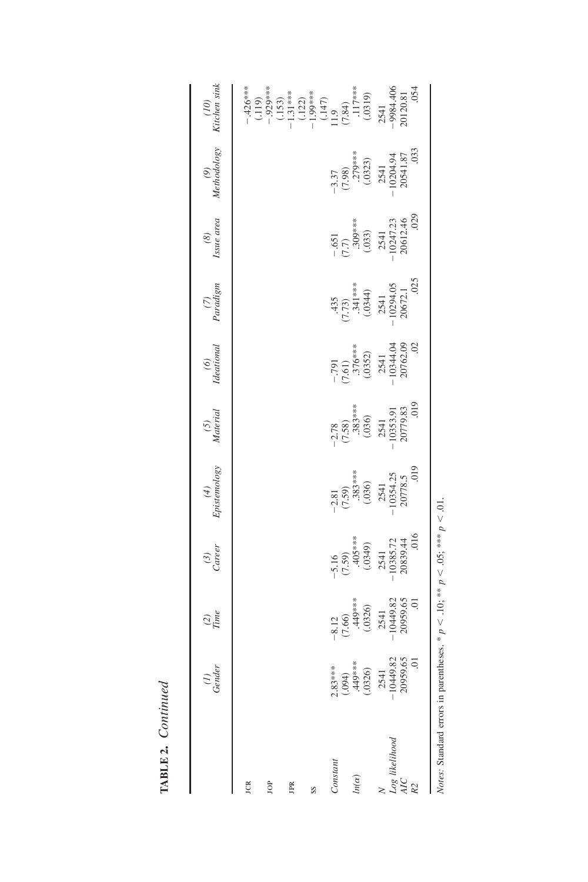**TABLE 2.** *Continued*

| | (1) *Gender* | (2) *Time* | (3) *Career* | (4) *Epistemology* | (5) *Material* | (6) *Ideational* | (7) *Paradigm* | (8) *Issue area* | (9) *Methodology* | (10) *Kitchen sink* |
|---|---|---|---|---|---|---|---|---|---|---|
| JCR | | | | | | | | | | −.426*** |
| | | | | | | | | | | (.119) |
| JOP | | | | | | | | | | −.929*** |
| | | | | | | | | | | (.153) |
| JPR | | | | | | | | | | −1.31*** |
| | | | | | | | | | | (.122) |
| SS | | | | | | | | | | −1.99*** |
| | | | | | | | | | | (.147) |
| *Constant* | 2.83*** | −8.12 | −5.16 | −2.81 | −2.78 | −.791 | .435 | −.651 | −3.37 | 11.9 |
| | (.094) | (7.66) | (7.59) | (7.59) | (7.58) | (7.61) | (7.73) | (7.7) | (7.98) | (7.84) |
| $ln(\alpha)$ | .449*** | .449*** | .405*** | .383*** | .383*** | .376*** | .341*** | .309*** | .279*** | .117*** |
| | (.0326) | (.0326) | (.0349) | (.036) | (.036) | (.0352) | (.0344) | (.033) | (.0323) | (.0319) |
| *N* | 2541 | 2541 | 2541 | 2541 | 2541 | 2541 | 2541 | 2541 | 2541 | 2541 |
| *Log likelihood* | −10449.82 | −10449.82 | −10385.72 | −10354.25 | −10353.91 | −10344.04 | −10294.05 | −10247.23 | −10204.94 | −9984.406 |
| *AIC* | 20959.65 | 20959.65 | 20839.44 | 20778.5 | 20779.83 | 20762.09 | 20672.1 | 20612.46 | 20541.87 | 20120.81 |
| *R2* | .01 | .01 | .016 | .019 | .019 | .02 | .025 | .029 | .033 | .054 |

*Notes:* Standard errors in parentheses. * $p < .10$; ** $p < .05$; *** $p < .01$.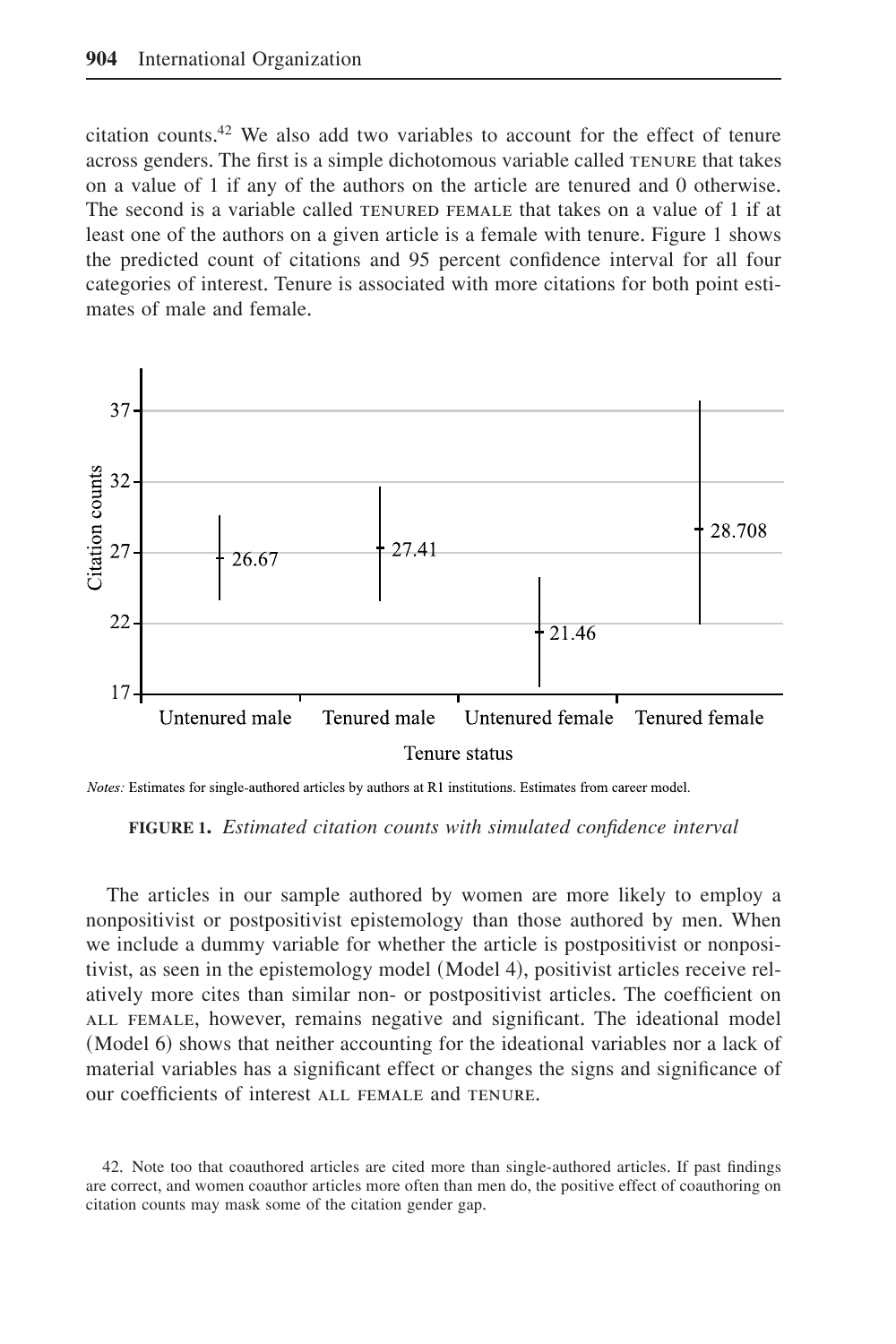citation counts.[42] We also add two variables to account for the effect of tenure across genders. The first is a simple dichotomous variable called TENURE that takes on a value of 1 if any of the authors on the article are tenured and 0 otherwise. The second is a variable called TENURED FEMALE that takes on a value of 1 if at least one of the authors on a given article is a female with tenure. Figure 1 shows the predicted count of citations and 95 percent confidence interval for all four categories of interest. Tenure is associated with more citations for both point estimates of male and female.

*Notes:* Estimates for single-authored articles by authors at R1 institutions. Estimates from career model.

**FIGURE 1.** *Estimated citation counts with simulated confidence interval*

The articles in our sample authored by women are more likely to employ a nonpositivist or postpositivist epistemology than those authored by men. When we include a dummy variable for whether the article is postpositivist or nonpositivist, as seen in the epistemology model (Model 4), positivist articles receive relatively more cites than similar non- or postpositivist articles. The coefficient on ALL FEMALE, however, remains negative and significant. The ideational model (Model 6) shows that neither accounting for the ideational variables nor a lack of material variables has a significant effect or changes the signs and significance of our coefficients of interest ALL FEMALE and TENURE.

42. Note too that coauthored articles are cited more than single-authored articles. If past findings are correct, and women coauthor articles more often than men do, the positive effect of coauthoring on citation counts may mask some of the citation gender gap.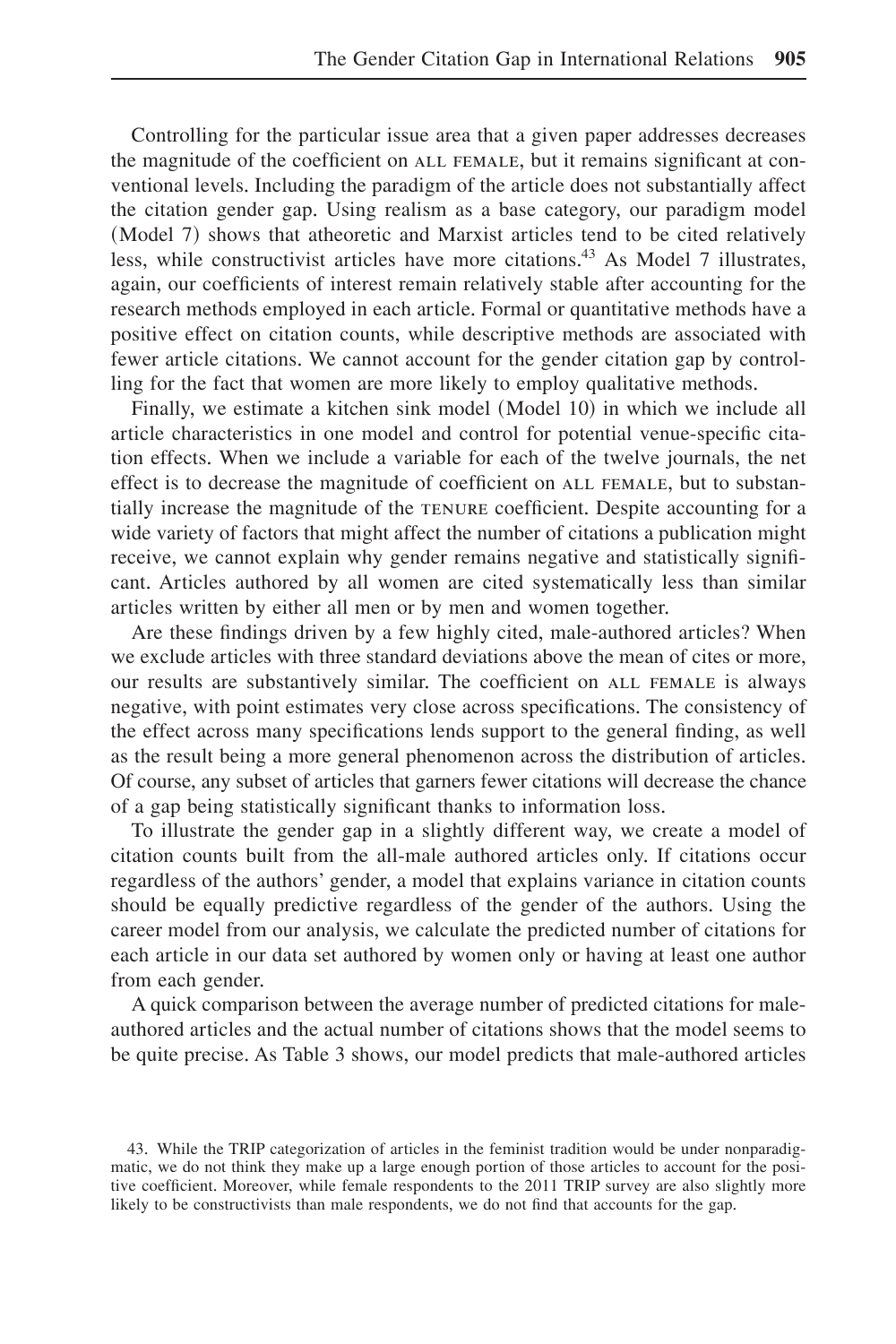Controlling for the particular issue area that a given paper addresses decreases the magnitude of the coefficient on ALL FEMALE, but it remains significant at conventional levels. Including the paradigm of the article does not substantially affect the citation gender gap. Using realism as a base category, our paradigm model (Model 7) shows that atheoretic and Marxist articles tend to be cited relatively less, while constructivist articles have more citations.[43] As Model 7 illustrates, again, our coefficients of interest remain relatively stable after accounting for the research methods employed in each article. Formal or quantitative methods have a positive effect on citation counts, while descriptive methods are associated with fewer article citations. We cannot account for the gender citation gap by controlling for the fact that women are more likely to employ qualitative methods.

Finally, we estimate a kitchen sink model (Model 10) in which we include all article characteristics in one model and control for potential venue-specific citation effects. When we include a variable for each of the twelve journals, the net effect is to decrease the magnitude of coefficient on ALL FEMALE, but to substantially increase the magnitude of the TENURE coefficient. Despite accounting for a wide variety of factors that might affect the number of citations a publication might receive, we cannot explain why gender remains negative and statistically significant. Articles authored by all women are cited systematically less than similar articles written by either all men or by men and women together.

Are these findings driven by a few highly cited, male-authored articles? When we exclude articles with three standard deviations above the mean of cites or more, our results are substantively similar. The coefficient on ALL FEMALE is always negative, with point estimates very close across specifications. The consistency of the effect across many specifications lends support to the general finding, as well as the result being a more general phenomenon across the distribution of articles. Of course, any subset of articles that garners fewer citations will decrease the chance of a gap being statistically significant thanks to information loss.

To illustrate the gender gap in a slightly different way, we create a model of citation counts built from the all-male authored articles only. If citations occur regardless of the authors' gender, a model that explains variance in citation counts should be equally predictive regardless of the gender of the authors. Using the career model from our analysis, we calculate the predicted number of citations for each article in our data set authored by women only or having at least one author from each gender.

A quick comparison between the average number of predicted citations for male-authored articles and the actual number of citations shows that the model seems to be quite precise. As Table 3 shows, our model predicts that male-authored articles

43. While the TRIP categorization of articles in the feminist tradition would be under nonparadigmatic, we do not think they make up a large enough portion of those articles to account for the positive coefficient. Moreover, while female respondents to the 2011 TRIP survey are also slightly more likely to be constructivists than male respondents, we do not find that accounts for the gap.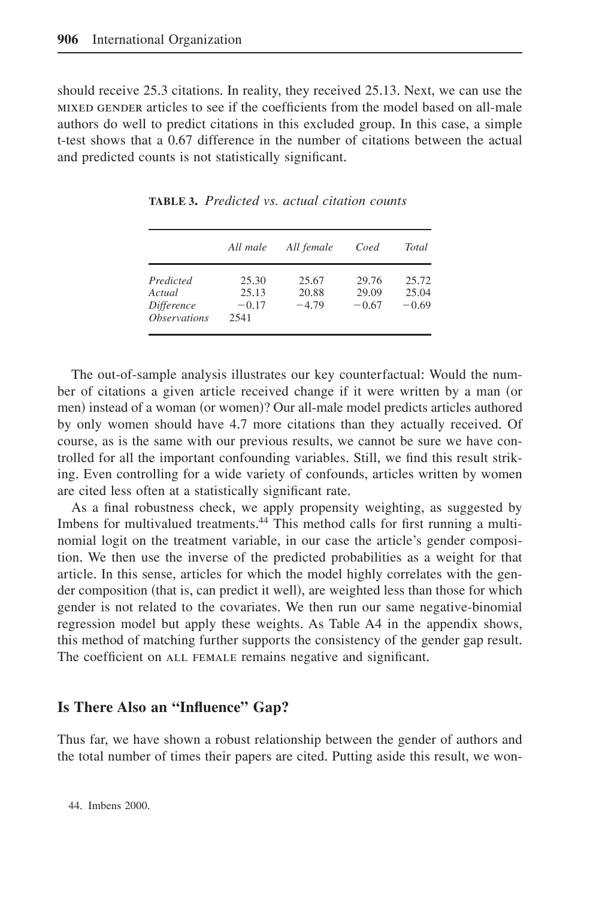should receive 25.3 citations. In reality, they received 25.13. Next, we can use the MIXED GENDER articles to see if the coefficients from the model based on all-male authors do well to predict citations in this excluded group. In this case, a simple t-test shows that a 0.67 difference in the number of citations between the actual and predicted counts is not statistically significant.

**TABLE 3.** *Predicted vs. actual citation counts*

| | *All male* | *All female* | *Coed* | *Total* |
|---|---|---|---|---|
| *Predicted* | 25.30 | 25.67 | 29.76 | 25.72 |
| *Actual* | 25.13 | 20.88 | 29.09 | 25.04 |
| *Difference* | −0.17 | −4.79 | −0.67 | −0.69 |
| *Observations* | 2541 | | | |

The out-of-sample analysis illustrates our key counterfactual: Would the number of citations a given article received change if it were written by a man (or men) instead of a woman (or women)? Our all-male model predicts articles authored by only women should have 4.7 more citations than they actually received. Of course, as is the same with our previous results, we cannot be sure we have controlled for all the important confounding variables. Still, we find this result striking. Even controlling for a wide variety of confounds, articles written by women are cited less often at a statistically significant rate.

As a final robustness check, we apply propensity weighting, as suggested by Imbens for multivalued treatments.[44] This method calls for first running a multinomial logit on the treatment variable, in our case the article's gender composition. We then use the inverse of the predicted probabilities as a weight for that article. In this sense, articles for which the model highly correlates with the gender composition (that is, can predict it well), are weighted less than those for which gender is not related to the covariates. We then run our same negative-binomial regression model but apply these weights. As Table A4 in the appendix shows, this method of matching further supports the consistency of the gender gap result. The coefficient on ALL FEMALE remains negative and significant.

## Is There Also an "Influence" Gap?

Thus far, we have shown a robust relationship between the gender of authors and the total number of times their papers are cited. Putting aside this result, we won-

44. Imbens 2000.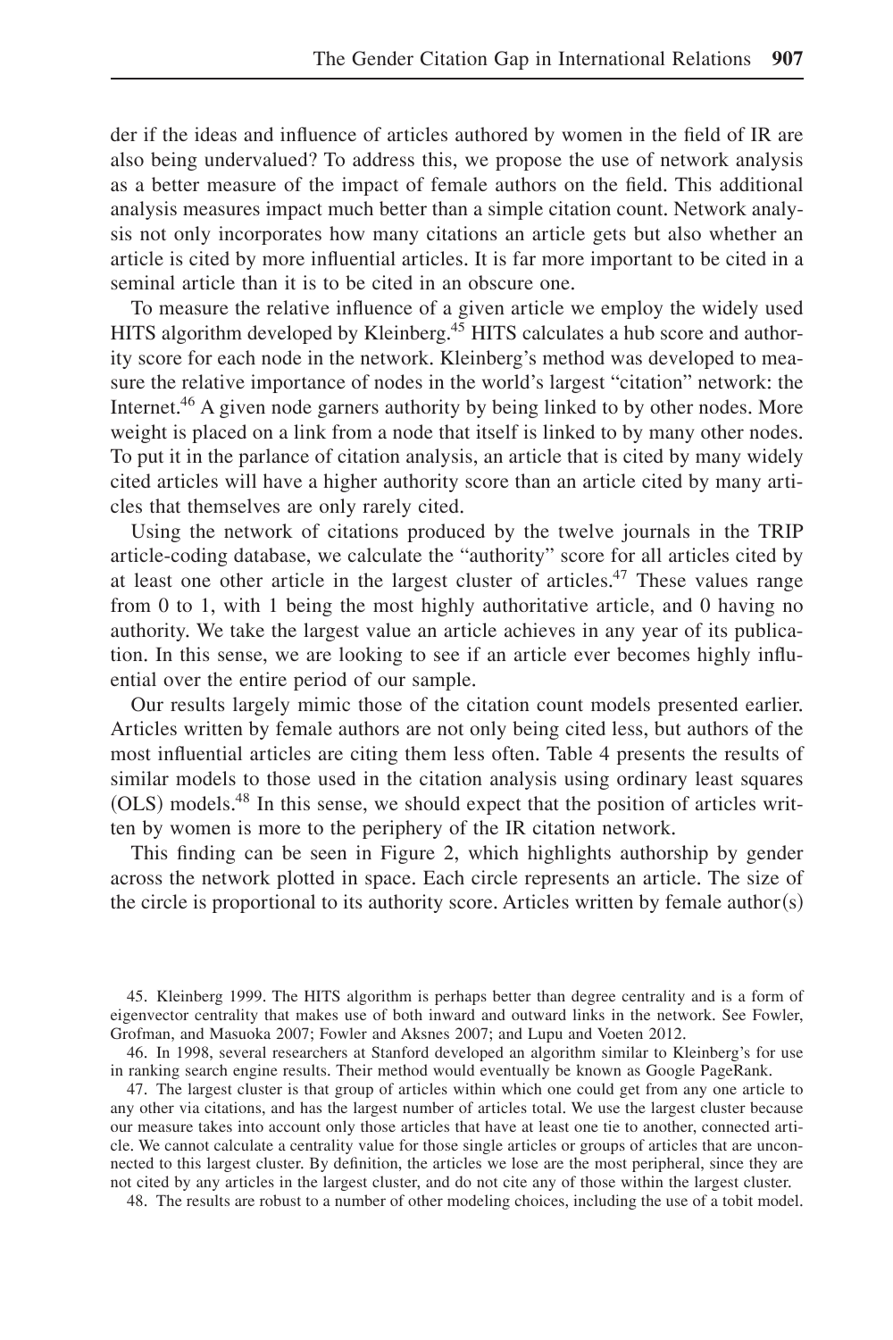der if the ideas and influence of articles authored by women in the field of IR are also being undervalued? To address this, we propose the use of network analysis as a better measure of the impact of female authors on the field. This additional analysis measures impact much better than a simple citation count. Network analysis not only incorporates how many citations an article gets but also whether an article is cited by more influential articles. It is far more important to be cited in a seminal article than it is to be cited in an obscure one.

To measure the relative influence of a given article we employ the widely used HITS algorithm developed by Kleinberg.[45] HITS calculates a hub score and authority score for each node in the network. Kleinberg's method was developed to measure the relative importance of nodes in the world's largest "citation" network: the Internet.[46] A given node garners authority by being linked to by other nodes. More weight is placed on a link from a node that itself is linked to by many other nodes. To put it in the parlance of citation analysis, an article that is cited by many widely cited articles will have a higher authority score than an article cited by many articles that themselves are only rarely cited.

Using the network of citations produced by the twelve journals in the TRIP article-coding database, we calculate the "authority" score for all articles cited by at least one other article in the largest cluster of articles.[47] These values range from 0 to 1, with 1 being the most highly authoritative article, and 0 having no authority. We take the largest value an article achieves in any year of its publication. In this sense, we are looking to see if an article ever becomes highly influential over the entire period of our sample.

Our results largely mimic those of the citation count models presented earlier. Articles written by female authors are not only being cited less, but authors of the most influential articles are citing them less often. Table 4 presents the results of similar models to those used in the citation analysis using ordinary least squares (OLS) models.[48] In this sense, we should expect that the position of articles written by women is more to the periphery of the IR citation network.

This finding can be seen in Figure 2, which highlights authorship by gender across the network plotted in space. Each circle represents an article. The size of the circle is proportional to its authority score. Articles written by female author(s)

45. Kleinberg 1999. The HITS algorithm is perhaps better than degree centrality and is a form of eigenvector centrality that makes use of both inward and outward links in the network. See Fowler, Grofman, and Masuoka 2007; Fowler and Aksnes 2007; and Lupu and Voeten 2012.

46. In 1998, several researchers at Stanford developed an algorithm similar to Kleinberg's for use in ranking search engine results. Their method would eventually be known as Google PageRank.

47. The largest cluster is that group of articles within which one could get from any one article to any other via citations, and has the largest number of articles total. We use the largest cluster because our measure takes into account only those articles that have at least one tie to another, connected article. We cannot calculate a centrality value for those single articles or groups of articles that are unconnected to this largest cluster. By definition, the articles we lose are the most peripheral, since they are not cited by any articles in the largest cluster, and do not cite any of those within the largest cluster.

48. The results are robust to a number of other modeling choices, including the use of a tobit model.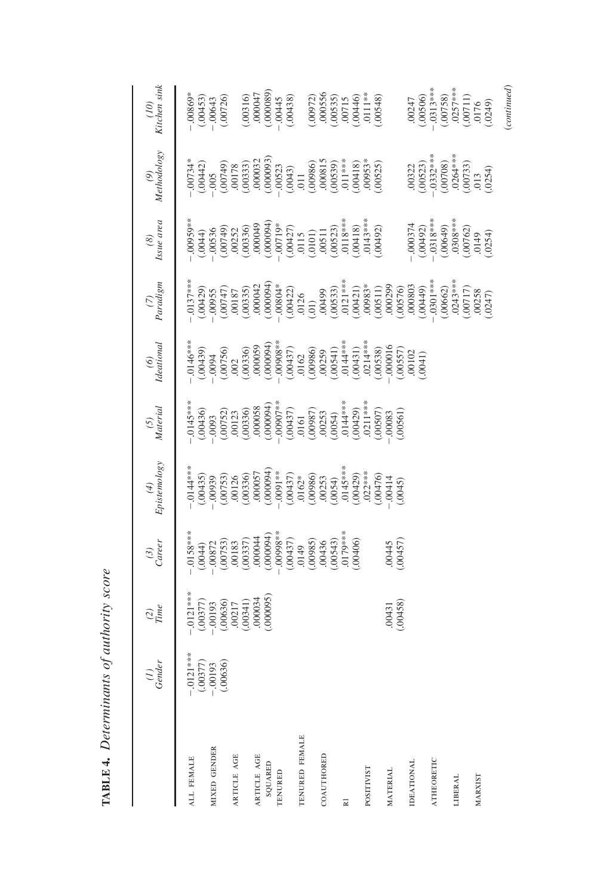**TABLE 4.** *Determinants of authority score*

| | (1) *Gender* | (2) *Time* | (3) *Career* | (4) *Epistemology* | (5) *Material* | (6) *Ideational* | (7) *Paradigm* | (8) *Issue area* | (9) *Methodology* | (10) *Kitchen sink* |
|---|---|---|---|---|---|---|---|---|---|---|
| ALL FEMALE | −.0121*** | −.0121*** | −.0158*** | −.0144*** | −.0145*** | −.0146*** | −.0137*** | −.00959** | −.00734* | −.00869* |
| | (.00377) | (.00377) | (.0044) | (.00435) | (.00436) | (.00439) | (.00429) | (.0044) | (.00442) | (.00453) |
| MIXED GENDER | −.00193 | −.00193 | −.00872 | −.00939 | −.0093 | −.0094 | −.00955 | −.00536 | −.005 | −.00643 |
| | (.00636) | (.00636) | (.00753) | (.00753) | (.00752) | (.00756) | (.00747) | (.00749) | (.00749) | (.00726) |
| ARTICLE AGE | | .00217 | .00183 | .00126 | .00123 | .002 | .00187 | .00252 | .00178 | |
| | | (.00341) | (.00337) | (.00336) | (.00336) | (.00336) | (.00335) | (.00336) | (.00333) | (.00316) |
| ARTICLE AGE SQUARED | | .000034 | .000044 | .000057 | .000058 | .000059 | .000042 | .000049 | .000032 | .000047 |
| | | (.000095) | (.000094) | (.000094) | (.000094) | (.000094) | (.000094) | (.000094) | (.000093) | (.000089) |
| TENURED | | | −.00998** | −.0091** | −.00907** | −.00908** | −.00804* | −.00719* | −.00523 | −.00445 |
| | | | (.00437) | (.00437) | (.00437) | (.00437) | (.00422) | (.00427) | (.0043) | (.00438) |
| TENURED FEMALE | | | .0149 | .0162* | .0161 | .0162 | .0126 | .0115 | .011 | |
| | | | (.00985) | (.00986) | (.00987) | (.00986) | (.01) | (.0101) | (.00986) | (.00972) |
| COAUTHORED | | | .00436 | .00253 | .00253 | .00259 | .00499 | .00511 | .000815 | .000556 |
| | | | (.00543) | (.0054) | (.0054) | (.00541) | (.00533) | (.00523) | (.00539) | (.00535) |
| R1 | | | .0179*** | .0145*** | .0144*** | .0144*** | .0121*** | .0118*** | .011*** | .00715 |
| | | | (.00406) | (.00429) | (.00429) | (.00431) | (.00421) | (.00418) | (.00418) | (.00446) |
| POSITIVIST | | | | .022*** | .0211*** | .0214*** | .00983* | .0143*** | .00953* | .0111** |
| | | | | (.00476) | (.00507) | (.00538) | (.00511) | (.00492) | (.00525) | (.00548) |
| MATERIAL | | .00431 | .00445 | −.00414 | −.00083 | −.000016 | .000299 | | | |
| | | (.00458) | (.00457) | (.0045) | (.00561) | (.00557) | (.00576) | | | |
| IDEATIONAL | | | | | | .00102 | .000803 | −.000374 | .00322 | .00247 |
| | | | | | | (.0041) | (.00449) | (.00492) | (.00523) | (.00506) |
| ATHEORETIC | | | | | | | −.0301*** | −.0318*** | −.0332*** | −.0313*** |
| | | | | | | | (.00662) | (.00649) | (.00708) | (.00758) |
| LIBERAL | | | | | | | .0243*** | .0308*** | .0264*** | .0257*** |
| | | | | | | | (.00717) | (.00762) | (.00733) | (.00711) |
| MARXIST | | | | | | | .0258 | .0149 | .013 | .0176 |
| | | | | | | | (.0247) | (.0254) | (.0254) | (.0249) |

*(continued)*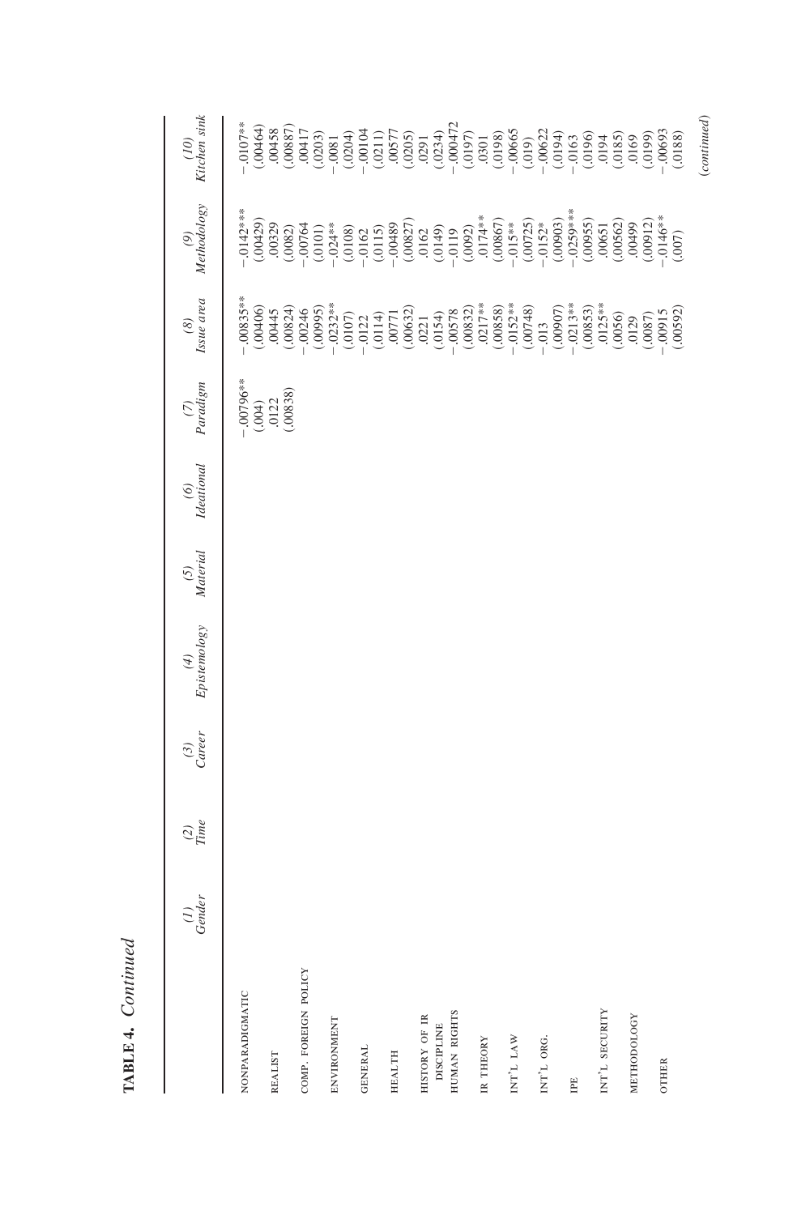**TABLE 4.** *Continued*

| | (1) Gender | (2) Time | (3) Career | (4) Epistemology | (5) Material | (6) Ideational | (7) Paradigm | (8) Issue area | (9) Methodology | (10) Kitchen sink |
|---|---|---|---|---|---|---|---|---|---|---|
| NONPARADIGMATIC | | | | | | | −.00796** | −.00835** | −.0142*** | −.0107** |
| | | | | | | | (.004) | (.00406) | (.00429) | (.00464) |
| REALIST | | | | | | | .0122 | .00445 | .00329 | .00458 |
| | | | | | | | (.00838) | (.00824) | (.0082) | (.00887) |
| COMP. FOREIGN POLICY | | | | | | | | −.00246 | −.00764 | .00417 |
| | | | | | | | | (.00995) | (.0101) | (.0203) |
| ENVIRONMENT | | | | | | | | −.0232** | −.024** | −.0081 |
| | | | | | | | | (.0107) | (.0108) | (.0204) |
| GENERAL | | | | | | | | −.0122 | −.0162 | −.00104 |
| | | | | | | | | (.0114) | (.0115) | (.0211) |
| HEALTH | | | | | | | | .00771 | −.00489 | .00577 |
| | | | | | | | | (.00632) | (.00827) | (.0205) |
| HISTORY OF IR DISCIPLINE | | | | | | | | .0221 | .0162 | .0291 |
| | | | | | | | | (.0154) | (.0149) | (.0234) |
| HUMAN RIGHTS | | | | | | | | −.00578 | −.0119 | −.000472 |
| | | | | | | | | (.00832) | (.0092) | (.0197) |
| IR THEORY | | | | | | | | .0217** | .0174** | .0301 |
| | | | | | | | | (.00858) | (.00867) | (.0198) |
| INT'L LAW | | | | | | | | −.0152** | −.015** | −.00665 |
| | | | | | | | | (.00748) | (.00725) | (.019) |
| INT'L ORG. | | | | | | | | −.013 | −.0152* | −.00622 |
| | | | | | | | | (.00907) | (.00903) | (.0194) |
| IPE | | | | | | | | −.0213** | −.0259*** | −.0163 |
| | | | | | | | | (.00853) | (.00955) | (.0196) |
| INT'L SECURITY | | | | | | | | .0125** | .00651 | .0194 |
| | | | | | | | | (.0056) | (.00562) | (.0185) |
| METHODOLOGY | | | | | | | | .0129 | .00499 | .0169 |
| | | | | | | | | (.0087) | (.00912) | (.0199) |
| OTHER | | | | | | | | −.00915 | −.0146** | −.00693 |
| | | | | | | | | (.00592) | (.007) | (.0188) |

(*continued*)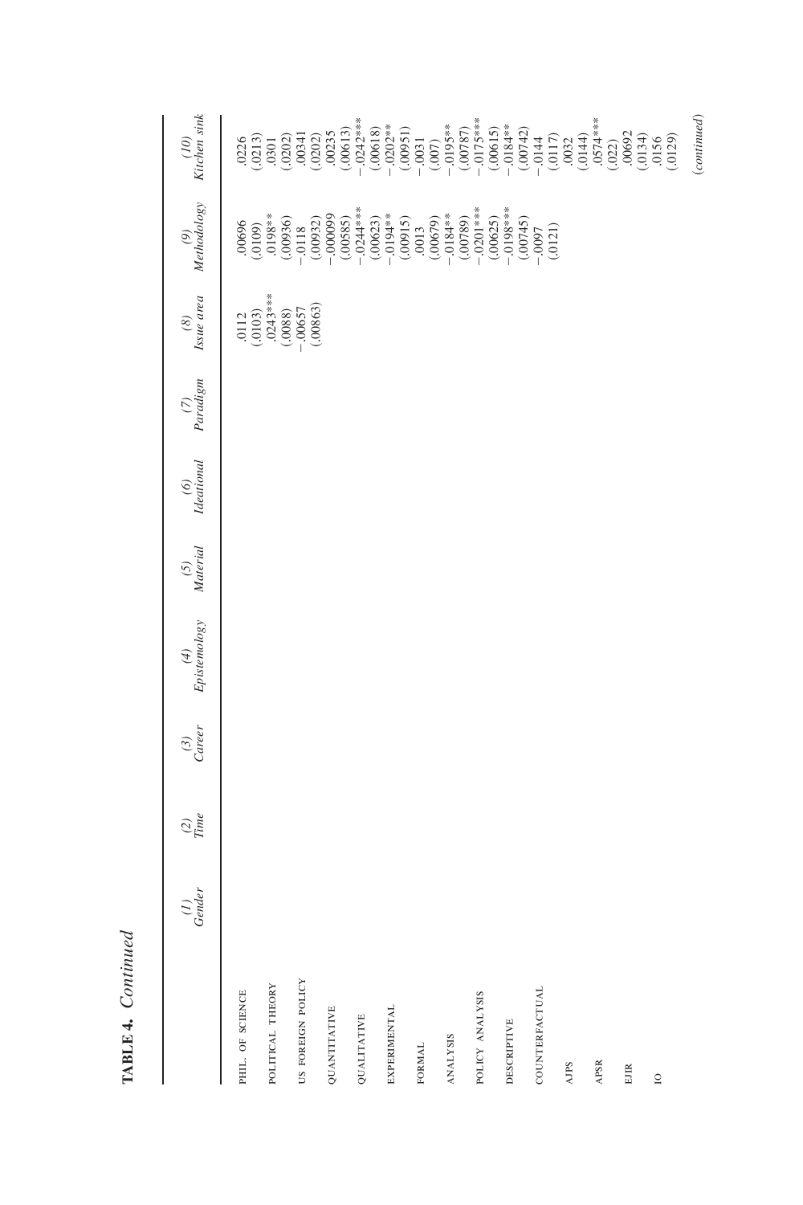**TABLE 4.** *Continued*

| | *(1) Gender* | *(2) Time* | *(3) Career* | *(4) Epistemology* | *(5) Material* | *(6) Ideational* | *(7) Paradigm* | *(8) Issue area* | *(9) Methodology* | *(10) Kitchen sink* |
|---|---|---|---|---|---|---|---|---|---|---|
| PHIL. OF SCIENCE | | | | | | | | .0112 | .00696 | .0226 |
| | | | | | | | | (.0103) | (.0109) | (.0213) |
| POLITICAL THEORY | | | | | | | | .0243*** | .0198** | .0301 |
| | | | | | | | | (.0088) | (.00936) | (.0202) |
| US FOREIGN POLICY | | | | | | | | −.00657 | −.0118 | .00341 |
| | | | | | | | | (.00863) | (.00932) | (.0202) |
| QUANTITATIVE | | | | | | | | | −.000099 | .00235 |
| | | | | | | | | | (.00585) | (.00613) |
| QUALITATIVE | | | | | | | | | −.0244*** | −.0242*** |
| | | | | | | | | | (.00623) | (.00618) |
| EXPERIMENTAL | | | | | | | | | −.0194** | −.0202** |
| | | | | | | | | | (.00915) | (.00951) |
| FORMAL | | | | | | | | | .0013 | −.0031 |
| | | | | | | | | | (.00679) | (.007) |
| ANALYSIS | | | | | | | | | −.0184** | −.0195** |
| | | | | | | | | | (.00789) | (.00787) |
| POLICY ANALYSIS | | | | | | | | | −.0201*** | −.0175*** |
| | | | | | | | | | (.00625) | (.00615) |
| DESCRIPTIVE | | | | | | | | | −.0198*** | −.0184** |
| | | | | | | | | | (.00745) | (.00742) |
| COUNTERFACTUAL | | | | | | | | | −.0097 | −.0144 |
| | | | | | | | | | (.0121) | (.0117) |
| AJPS | | | | | | | | | | .0032 |
| | | | | | | | | | | (.0144) |
| APSR | | | | | | | | | | .0574*** |
| | | | | | | | | | | (.022) |
| EJIR | | | | | | | | | | .00692 |
| | | | | | | | | | | (.0134) |
| IO | | | | | | | | | | .0156 |
| | | | | | | | | | | (.0129) |

(*continued*)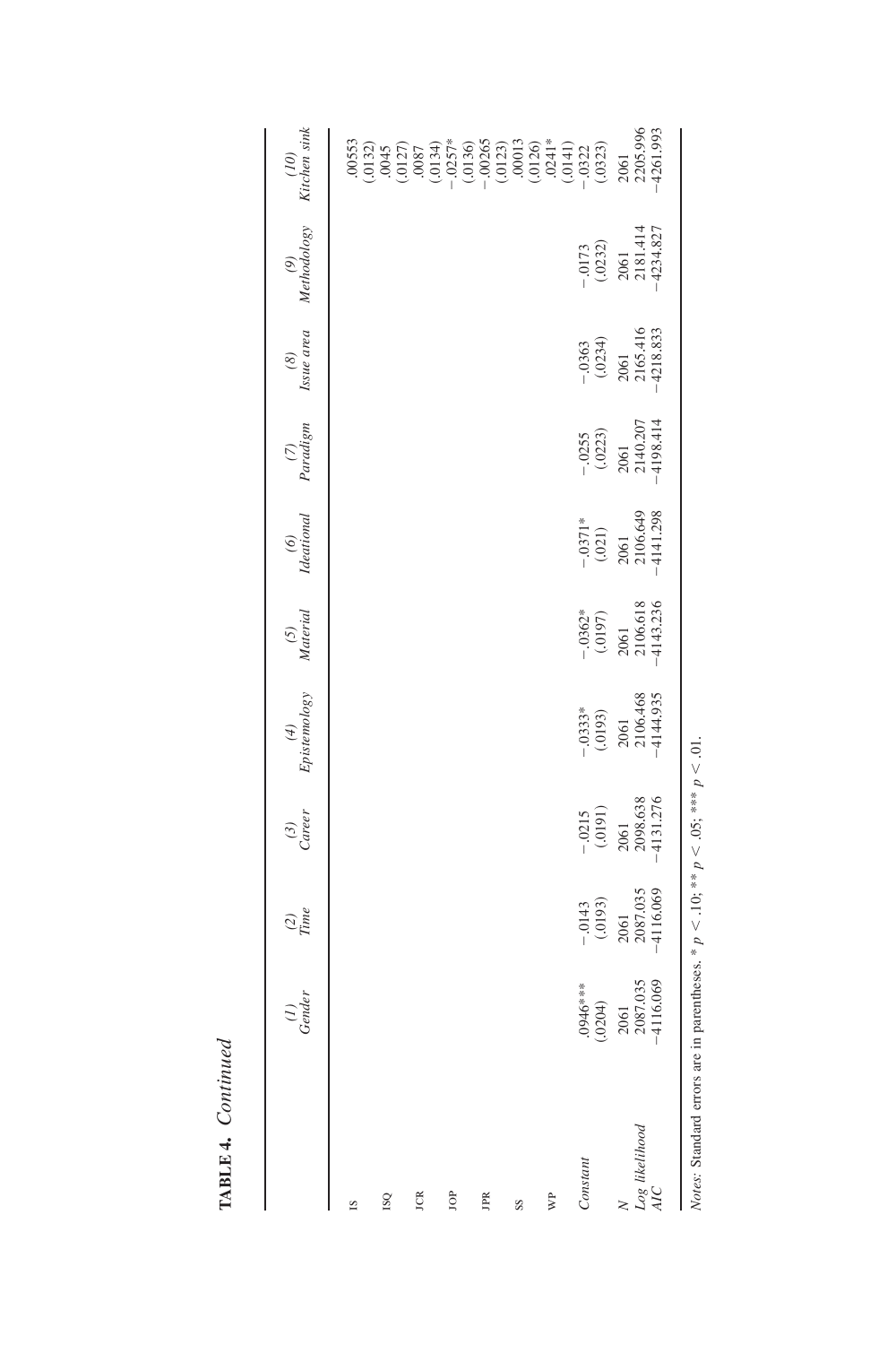**TABLE 4.** *Continued*

| | *(1) Gender* | *(2) Time* | *(3) Career* | *(4) Epistemology* | *(5) Material* | *(6) Ideational* | *(7) Paradigm* | *(8) Issue area* | *(9) Methodology* | *(10) Kitchen sink* |
|---|---|---|---|---|---|---|---|---|---|---|
| IS | | | | | | | | | | .00553 |
| | | | | | | | | | | (.0132) |
| ISQ | | | | | | | | | | .0045 |
| | | | | | | | | | | (.0127) |
| JCR | | | | | | | | | | .0087 |
| | | | | | | | | | | (.0134) |
| JOP | | | | | | | | | | −.0257* |
| | | | | | | | | | | (.0136) |
| JPR | | | | | | | | | | −.00265 |
| | | | | | | | | | | (.0123) |
| SS | | | | | | | | | | .00013 |
| | | | | | | | | | | (.0126) |
| WP | | | | | | | | | | .0241* |
| | | | | | | | | | | (.0141) |
| *Constant* | .0946*** | −.0143 | −.0215 | −.0333* | −.0362* | −.0371* | −.0255 | −.0363 | −.0173 | −.0322 |
| | (.0204) | (.0193) | (.0191) | (.0193) | (.0197) | (.021) | (.0223) | (.0234) | (.0232) | (.0323) |
| *N* | 2061 | 2061 | 2061 | 2061 | 2061 | 2061 | 2061 | 2061 | 2061 | 2061 |
| *Log likelihood* | 2087.035 | 2087.035 | 2098.638 | 2106.468 | 2106.618 | 2106.649 | 2140.207 | 2165.416 | 2181.414 | 2205.996 |
| *AIC* | −4116.069 | −4116.069 | −4131.276 | −4144.935 | −4143.236 | −4141.298 | −4198.414 | −4218.833 | −4234.827 | −4261.993 |

*Notes:* Standard errors are in parentheses. * $p < .10$; ** $p < .05$; *** $p < .01$.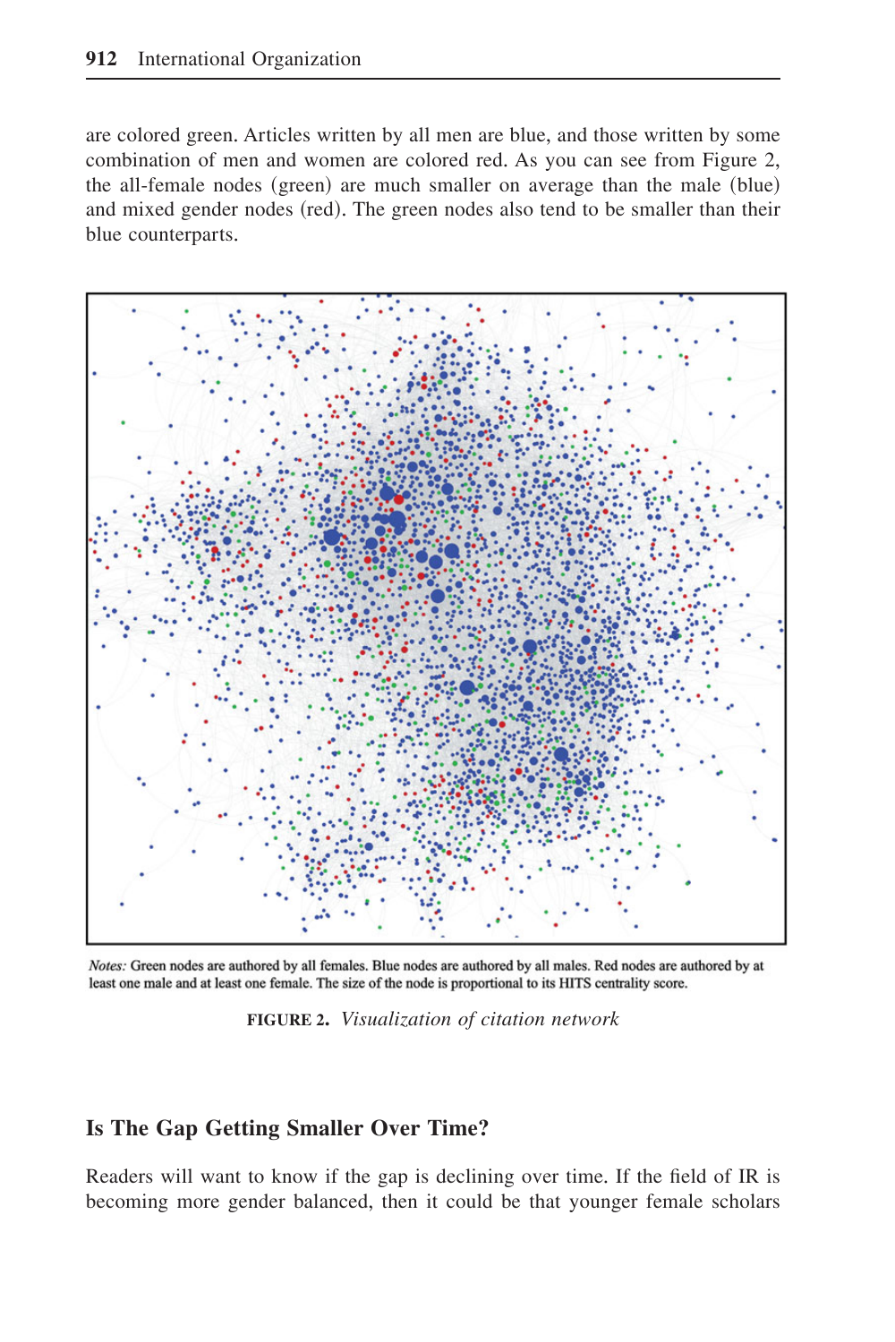are colored green. Articles written by all men are blue, and those written by some combination of men and women are colored red. As you can see from Figure 2, the all-female nodes (green) are much smaller on average than the male (blue) and mixed gender nodes (red). The green nodes also tend to be smaller than their blue counterparts.

*Notes:* Green nodes are authored by all females. Blue nodes are authored by all males. Red nodes are authored by at least one male and at least one female. The size of the node is proportional to its HITS centrality score.

**FIGURE 2.** *Visualization of citation network*

## Is The Gap Getting Smaller Over Time?

Readers will want to know if the gap is declining over time. If the field of IR is becoming more gender balanced, then it could be that younger female scholars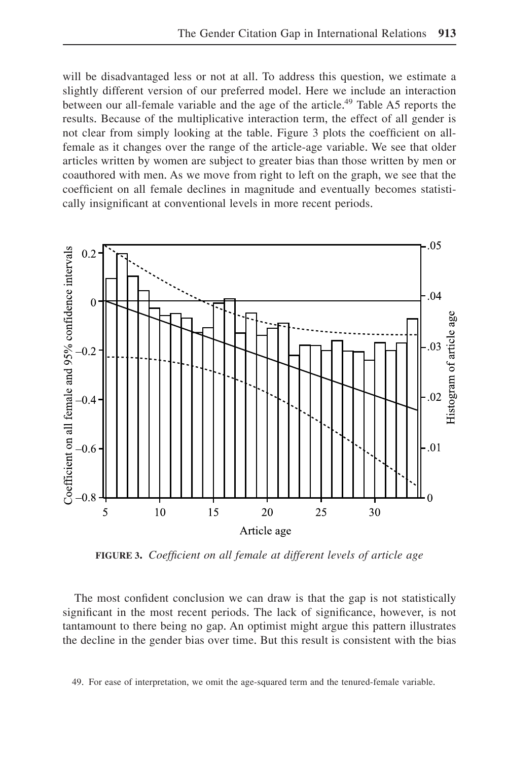will be disadvantaged less or not at all. To address this question, we estimate a slightly different version of our preferred model. Here we include an interaction between our all-female variable and the age of the article.[49] Table A5 reports the results. Because of the multiplicative interaction term, the effect of all gender is not clear from simply looking at the table. Figure 3 plots the coefficient on all-female as it changes over the range of the article-age variable. We see that older articles written by women are subject to greater bias than those written by men or coauthored with men. As we move from right to left on the graph, we see that the coefficient on all female declines in magnitude and eventually becomes statistically insignificant at conventional levels in more recent periods.

**FIGURE 3.** *Coefficient on all female at different levels of article age*

The most confident conclusion we can draw is that the gap is not statistically significant in the most recent periods. The lack of significance, however, is not tantamount to there being no gap. An optimist might argue this pattern illustrates the decline in the gender bias over time. But this result is consistent with the bias

49. For ease of interpretation, we omit the age-squared term and the tenured-female variable.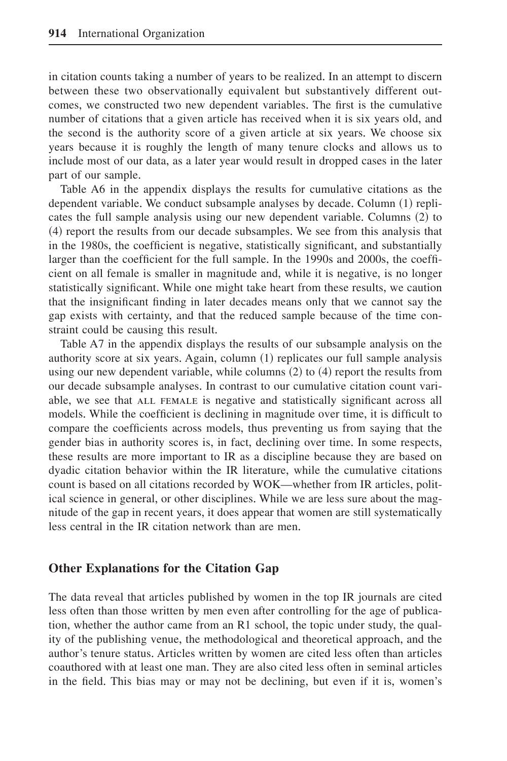in citation counts taking a number of years to be realized. In an attempt to discern between these two observationally equivalent but substantively different outcomes, we constructed two new dependent variables. The first is the cumulative number of citations that a given article has received when it is six years old, and the second is the authority score of a given article at six years. We choose six years because it is roughly the length of many tenure clocks and allows us to include most of our data, as a later year would result in dropped cases in the later part of our sample.

Table A6 in the appendix displays the results for cumulative citations as the dependent variable. We conduct subsample analyses by decade. Column (1) replicates the full sample analysis using our new dependent variable. Columns (2) to (4) report the results from our decade subsamples. We see from this analysis that in the 1980s, the coefficient is negative, statistically significant, and substantially larger than the coefficient for the full sample. In the 1990s and 2000s, the coefficient on all female is smaller in magnitude and, while it is negative, is no longer statistically significant. While one might take heart from these results, we caution that the insignificant finding in later decades means only that we cannot say the gap exists with certainty, and that the reduced sample because of the time constraint could be causing this result.

Table A7 in the appendix displays the results of our subsample analysis on the authority score at six years. Again, column (1) replicates our full sample analysis using our new dependent variable, while columns (2) to (4) report the results from our decade subsample analyses. In contrast to our cumulative citation count variable, we see that ALL FEMALE is negative and statistically significant across all models. While the coefficient is declining in magnitude over time, it is difficult to compare the coefficients across models, thus preventing us from saying that the gender bias in authority scores is, in fact, declining over time. In some respects, these results are more important to IR as a discipline because they are based on dyadic citation behavior within the IR literature, while the cumulative citations count is based on all citations recorded by WOK—whether from IR articles, political science in general, or other disciplines. While we are less sure about the magnitude of the gap in recent years, it does appear that women are still systematically less central in the IR citation network than are men.

## Other Explanations for the Citation Gap

The data reveal that articles published by women in the top IR journals are cited less often than those written by men even after controlling for the age of publication, whether the author came from an R1 school, the topic under study, the quality of the publishing venue, the methodological and theoretical approach, and the author's tenure status. Articles written by women are cited less often than articles coauthored with at least one man. They are also cited less often in seminal articles in the field. This bias may or may not be declining, but even if it is, women's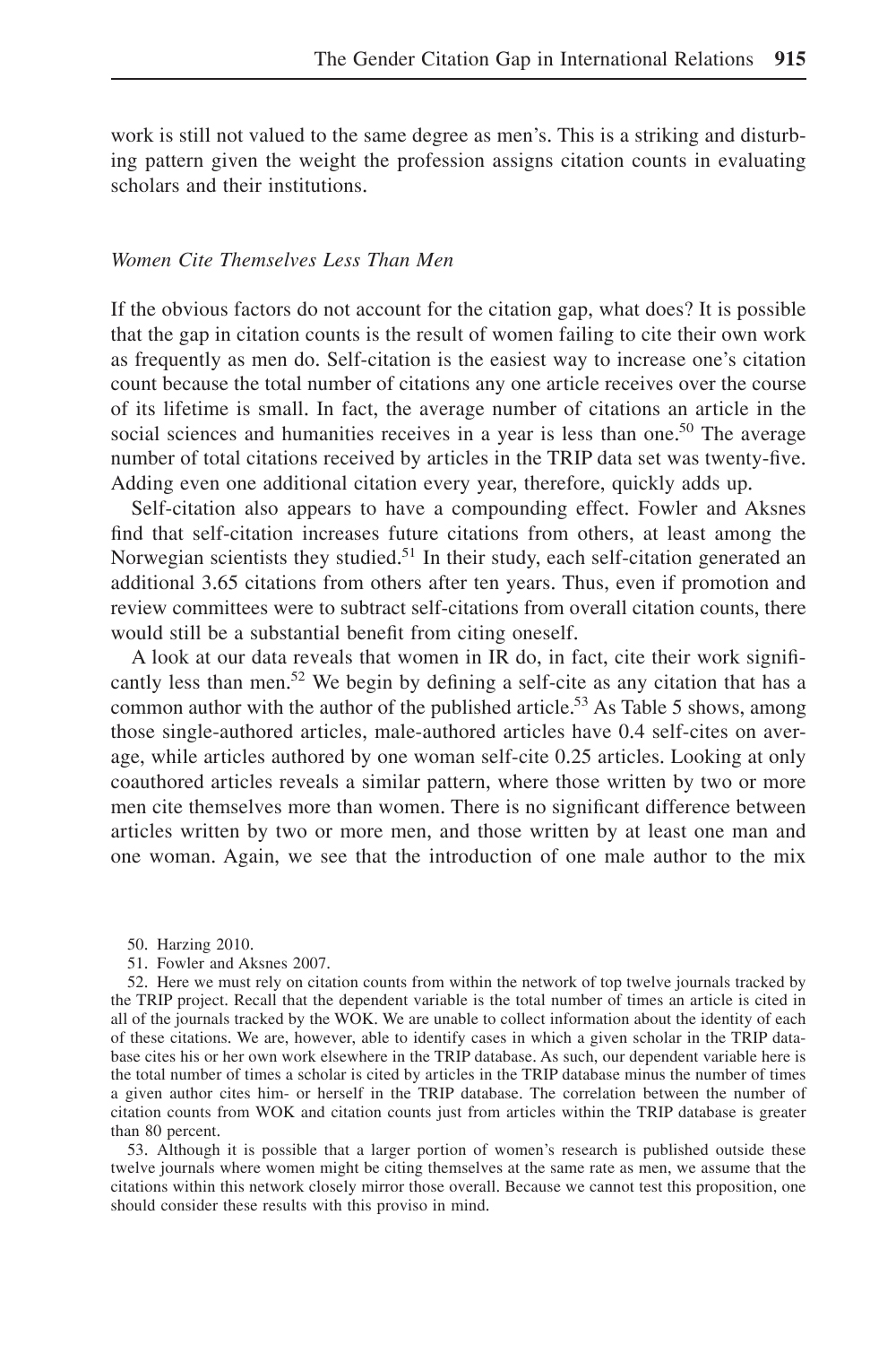work is still not valued to the same degree as men's. This is a striking and disturbing pattern given the weight the profession assigns citation counts in evaluating scholars and their institutions.

### *Women Cite Themselves Less Than Men*

If the obvious factors do not account for the citation gap, what does? It is possible that the gap in citation counts is the result of women failing to cite their own work as frequently as men do. Self-citation is the easiest way to increase one's citation count because the total number of citations any one article receives over the course of its lifetime is small. In fact, the average number of citations an article in the social sciences and humanities receives in a year is less than one.[50] The average number of total citations received by articles in the TRIP data set was twenty-five. Adding even one additional citation every year, therefore, quickly adds up.

Self-citation also appears to have a compounding effect. Fowler and Aksnes find that self-citation increases future citations from others, at least among the Norwegian scientists they studied.[51] In their study, each self-citation generated an additional 3.65 citations from others after ten years. Thus, even if promotion and review committees were to subtract self-citations from overall citation counts, there would still be a substantial benefit from citing oneself.

A look at our data reveals that women in IR do, in fact, cite their work significantly less than men.[52] We begin by defining a self-cite as any citation that has a common author with the author of the published article.[53] As Table 5 shows, among those single-authored articles, male-authored articles have 0.4 self-cites on average, while articles authored by one woman self-cite 0.25 articles. Looking at only coauthored articles reveals a similar pattern, where those written by two or more men cite themselves more than women. There is no significant difference between articles written by two or more men, and those written by at least one man and one woman. Again, we see that the introduction of one male author to the mix

50. Harzing 2010.

51. Fowler and Aksnes 2007.

52. Here we must rely on citation counts from within the network of top twelve journals tracked by the TRIP project. Recall that the dependent variable is the total number of times an article is cited in all of the journals tracked by the WOK. We are unable to collect information about the identity of each of these citations. We are, however, able to identify cases in which a given scholar in the TRIP database cites his or her own work elsewhere in the TRIP database. As such, our dependent variable here is the total number of times a scholar is cited by articles in the TRIP database minus the number of times a given author cites him- or herself in the TRIP database. The correlation between the number of citation counts from WOK and citation counts just from articles within the TRIP database is greater than 80 percent.

53. Although it is possible that a larger portion of women's research is published outside these twelve journals where women might be citing themselves at the same rate as men, we assume that the citations within this network closely mirror those overall. Because we cannot test this proposition, one should consider these results with this proviso in mind.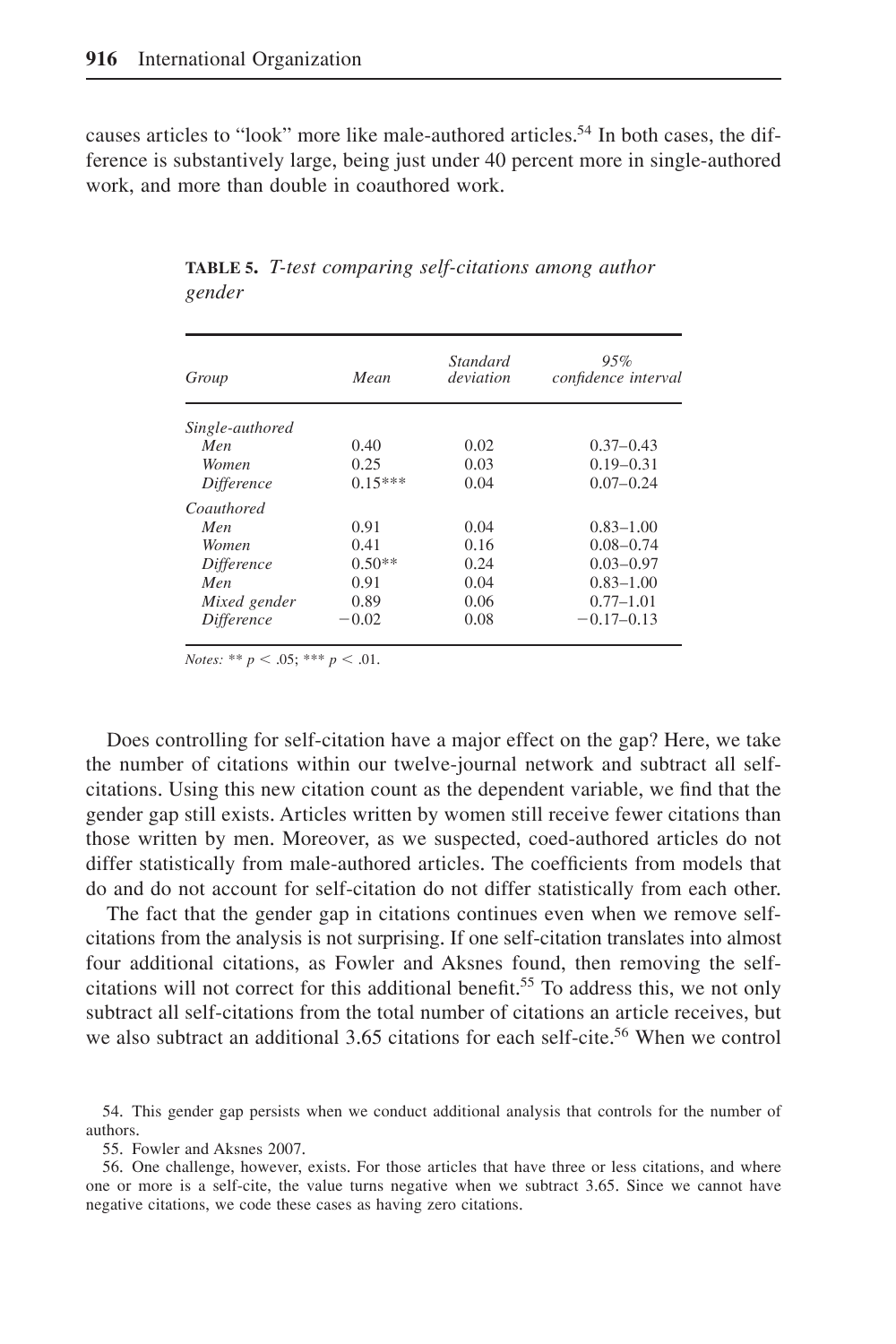causes articles to "look" more like male-authored articles.[54] In both cases, the difference is substantively large, being just under 40 percent more in single-authored work, and more than double in coauthored work.

**TABLE 5.** *T-test comparing self-citations among author gender*

| *Group* | *Mean* | *Standard deviation* | *95% confidence interval* |
|---|---|---|---|
| *Single-authored* | | | |
| *Men* | 0.40 | 0.02 | 0.37–0.43 |
| *Women* | 0.25 | 0.03 | 0.19–0.31 |
| *Difference* | 0.15*** | 0.04 | 0.07–0.24 |
| *Coauthored* | | | |
| *Men* | 0.91 | 0.04 | 0.83–1.00 |
| *Women* | 0.41 | 0.16 | 0.08–0.74 |
| *Difference* | 0.50** | 0.24 | 0.03–0.97 |
| *Men* | 0.91 | 0.04 | 0.83–1.00 |
| *Mixed gender* | 0.89 | 0.06 | 0.77–1.01 |
| *Difference* | −0.02 | 0.08 | −0.17–0.13 |

*Notes:* ** $p < .05$; *** $p < .01$.

Does controlling for self-citation have a major effect on the gap? Here, we take the number of citations within our twelve-journal network and subtract all self-citations. Using this new citation count as the dependent variable, we find that the gender gap still exists. Articles written by women still receive fewer citations than those written by men. Moreover, as we suspected, coed-authored articles do not differ statistically from male-authored articles. The coefficients from models that do and do not account for self-citation do not differ statistically from each other.

The fact that the gender gap in citations continues even when we remove self-citations from the analysis is not surprising. If one self-citation translates into almost four additional citations, as Fowler and Aksnes found, then removing the self-citations will not correct for this additional benefit.[55] To address this, we not only subtract all self-citations from the total number of citations an article receives, but we also subtract an additional 3.65 citations for each self-cite.[56] When we control

54. This gender gap persists when we conduct additional analysis that controls for the number of authors.

55. Fowler and Aksnes 2007.

56. One challenge, however, exists. For those articles that have three or less citations, and where one or more is a self-cite, the value turns negative when we subtract 3.65. Since we cannot have negative citations, we code these cases as having zero citations.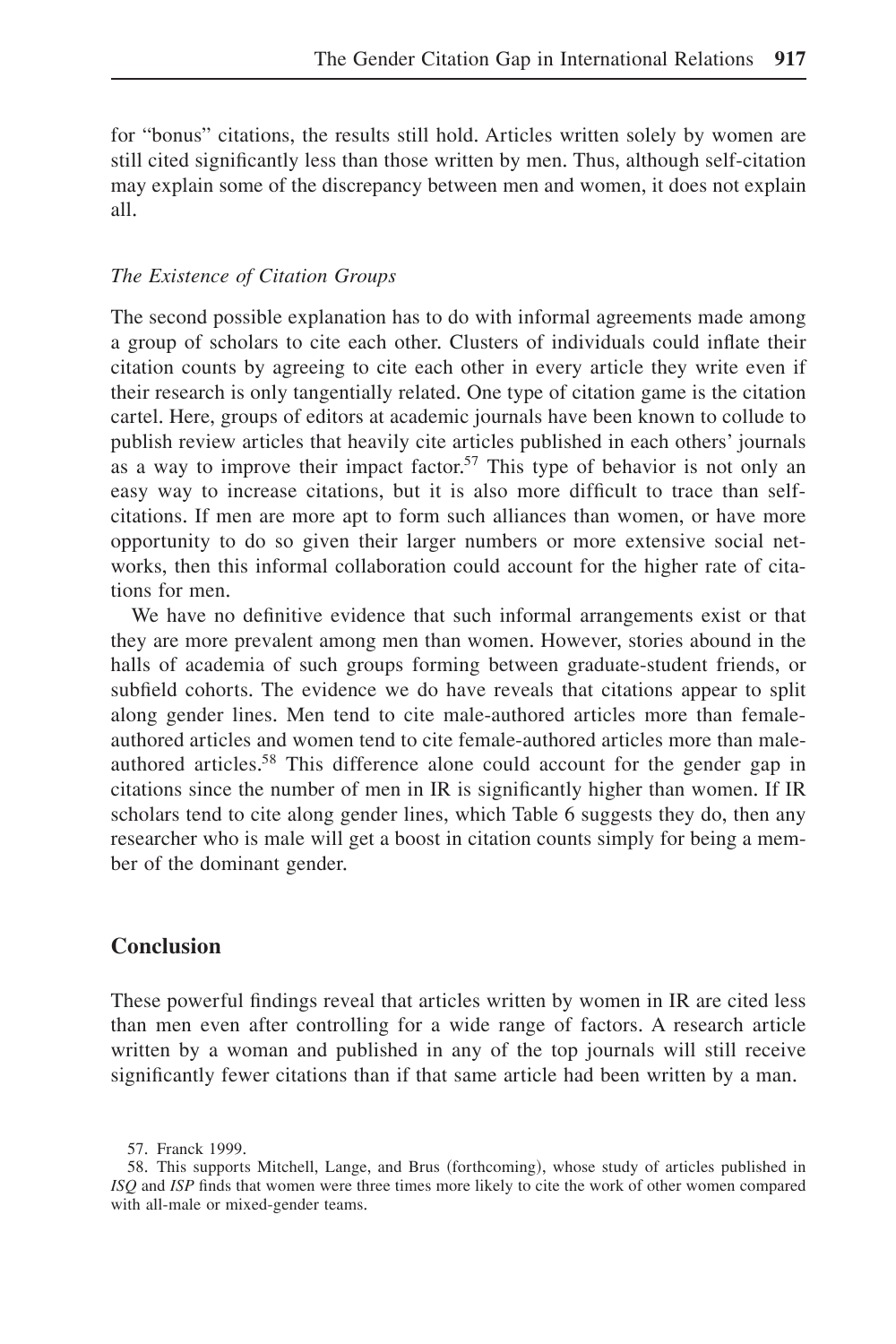for "bonus" citations, the results still hold. Articles written solely by women are still cited significantly less than those written by men. Thus, although self-citation may explain some of the discrepancy between men and women, it does not explain all.

### *The Existence of Citation Groups*

The second possible explanation has to do with informal agreements made among a group of scholars to cite each other. Clusters of individuals could inflate their citation counts by agreeing to cite each other in every article they write even if their research is only tangentially related. One type of citation game is the citation cartel. Here, groups of editors at academic journals have been known to collude to publish review articles that heavily cite articles published in each others' journals as a way to improve their impact factor.[57] This type of behavior is not only an easy way to increase citations, but it is also more difficult to trace than self-citations. If men are more apt to form such alliances than women, or have more opportunity to do so given their larger numbers or more extensive social networks, then this informal collaboration could account for the higher rate of citations for men.

We have no definitive evidence that such informal arrangements exist or that they are more prevalent among men than women. However, stories abound in the halls of academia of such groups forming between graduate-student friends, or subfield cohorts. The evidence we do have reveals that citations appear to split along gender lines. Men tend to cite male-authored articles more than female-authored articles and women tend to cite female-authored articles more than male-authored articles.[58] This difference alone could account for the gender gap in citations since the number of men in IR is significantly higher than women. If IR scholars tend to cite along gender lines, which Table 6 suggests they do, then any researcher who is male will get a boost in citation counts simply for being a member of the dominant gender.

## Conclusion

These powerful findings reveal that articles written by women in IR are cited less than men even after controlling for a wide range of factors. A research article written by a woman and published in any of the top journals will still receive significantly fewer citations than if that same article had been written by a man.

57. Franck 1999.

58. This supports Mitchell, Lange, and Brus (forthcoming), whose study of articles published in *ISQ* and *ISP* finds that women were three times more likely to cite the work of other women compared with all-male or mixed-gender teams.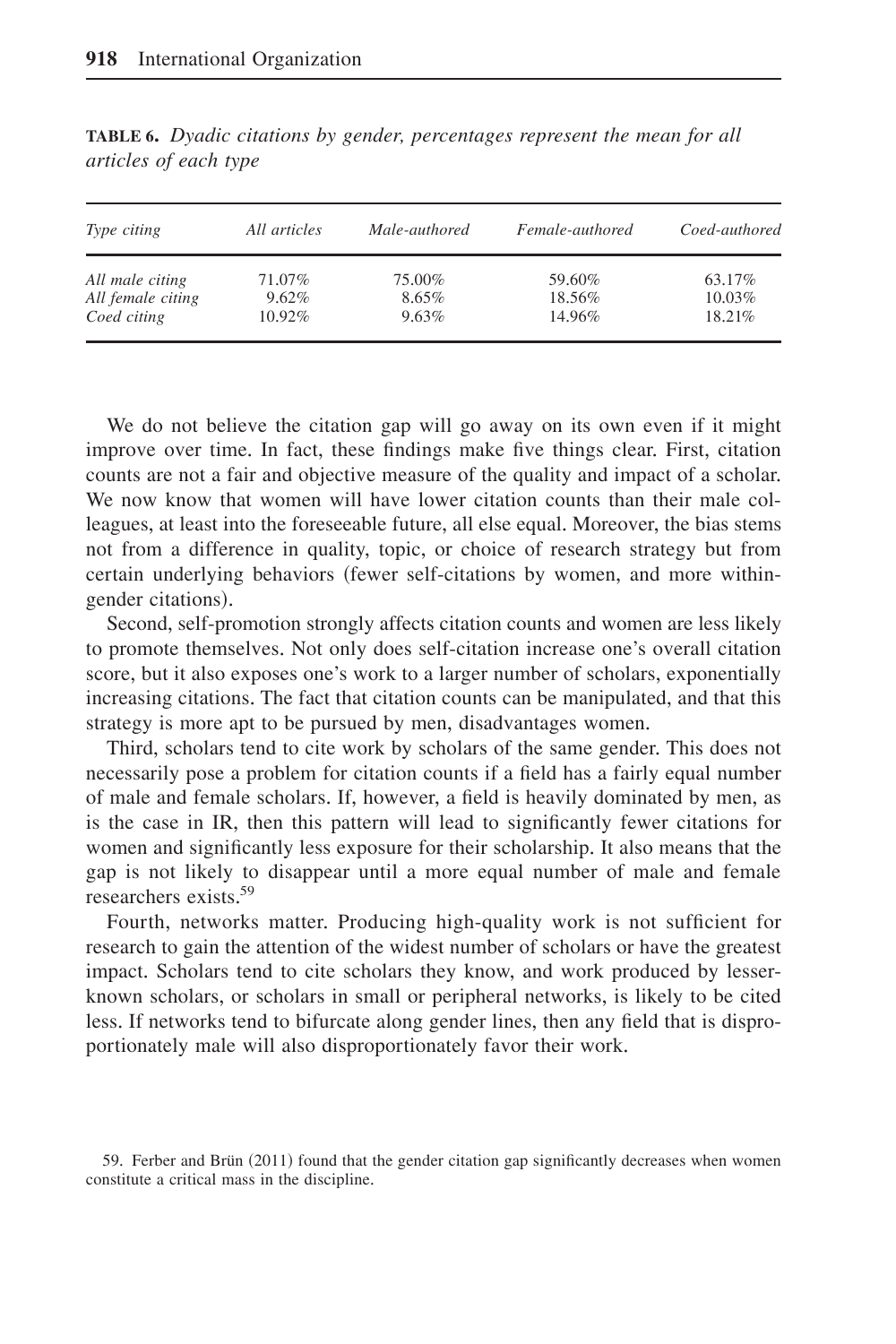**TABLE 6.** *Dyadic citations by gender, percentages represent the mean for all articles of each type*

| *Type citing* | *All articles* | *Male-authored* | *Female-authored* | *Coed-authored* |
|---|---|---|---|---|
| *All male citing* | 71.07% | 75.00% | 59.60% | 63.17% |
| *All female citing* | 9.62% | 8.65% | 18.56% | 10.03% |
| *Coed citing* | 10.92% | 9.63% | 14.96% | 18.21% |

We do not believe the citation gap will go away on its own even if it might improve over time. In fact, these findings make five things clear. First, citation counts are not a fair and objective measure of the quality and impact of a scholar. We now know that women will have lower citation counts than their male colleagues, at least into the foreseeable future, all else equal. Moreover, the bias stems not from a difference in quality, topic, or choice of research strategy but from certain underlying behaviors (fewer self-citations by women, and more within-gender citations).

Second, self-promotion strongly affects citation counts and women are less likely to promote themselves. Not only does self-citation increase one's overall citation score, but it also exposes one's work to a larger number of scholars, exponentially increasing citations. The fact that citation counts can be manipulated, and that this strategy is more apt to be pursued by men, disadvantages women.

Third, scholars tend to cite work by scholars of the same gender. This does not necessarily pose a problem for citation counts if a field has a fairly equal number of male and female scholars. If, however, a field is heavily dominated by men, as is the case in IR, then this pattern will lead to significantly fewer citations for women and significantly less exposure for their scholarship. It also means that the gap is not likely to disappear until a more equal number of male and female researchers exists.[59]

Fourth, networks matter. Producing high-quality work is not sufficient for research to gain the attention of the widest number of scholars or have the greatest impact. Scholars tend to cite scholars they know, and work produced by lesser-known scholars, or scholars in small or peripheral networks, is likely to be cited less. If networks tend to bifurcate along gender lines, then any field that is disproportionately male will also disproportionately favor their work.

59. Ferber and Brün (2011) found that the gender citation gap significantly decreases when women constitute a critical mass in the discipline.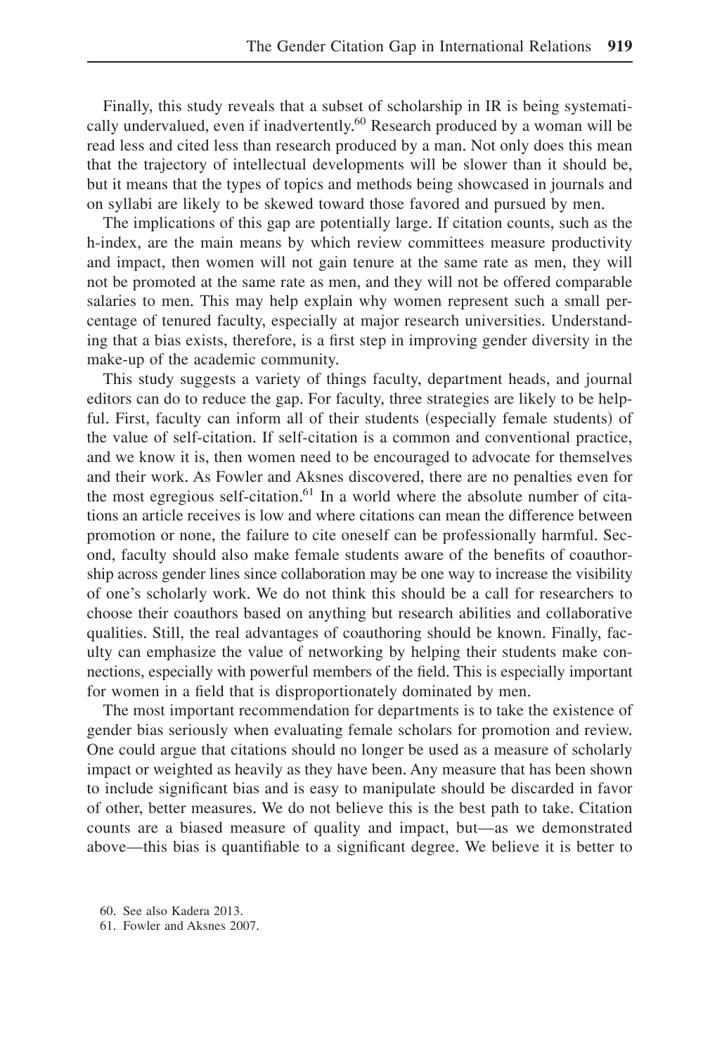Finally, this study reveals that a subset of scholarship in IR is being systematically undervalued, even if inadvertently.[60] Research produced by a woman will be read less and cited less than research produced by a man. Not only does this mean that the trajectory of intellectual developments will be slower than it should be, but it means that the types of topics and methods being showcased in journals and on syllabi are likely to be skewed toward those favored and pursued by men.

The implications of this gap are potentially large. If citation counts, such as the h-index, are the main means by which review committees measure productivity and impact, then women will not gain tenure at the same rate as men, they will not be promoted at the same rate as men, and they will not be offered comparable salaries to men. This may help explain why women represent such a small percentage of tenured faculty, especially at major research universities. Understanding that a bias exists, therefore, is a first step in improving gender diversity in the make-up of the academic community.

This study suggests a variety of things faculty, department heads, and journal editors can do to reduce the gap. For faculty, three strategies are likely to be helpful. First, faculty can inform all of their students (especially female students) of the value of self-citation. If self-citation is a common and conventional practice, and we know it is, then women need to be encouraged to advocate for themselves and their work. As Fowler and Aksnes discovered, there are no penalties even for the most egregious self-citation.[61] In a world where the absolute number of citations an article receives is low and where citations can mean the difference between promotion or none, the failure to cite oneself can be professionally harmful. Second, faculty should also make female students aware of the benefits of coauthorship across gender lines since collaboration may be one way to increase the visibility of one's scholarly work. We do not think this should be a call for researchers to choose their coauthors based on anything but research abilities and collaborative qualities. Still, the real advantages of coauthoring should be known. Finally, faculty can emphasize the value of networking by helping their students make connections, especially with powerful members of the field. This is especially important for women in a field that is disproportionately dominated by men.

The most important recommendation for departments is to take the existence of gender bias seriously when evaluating female scholars for promotion and review. One could argue that citations should no longer be used as a measure of scholarly impact or weighted as heavily as they have been. Any measure that has been shown to include significant bias and is easy to manipulate should be discarded in favor of other, better measures. We do not believe this is the best path to take. Citation counts are a biased measure of quality and impact, but—as we demonstrated above—this bias is quantifiable to a significant degree. We believe it is better to

60. See also Kadera 2013.

61. Fowler and Aksnes 2007.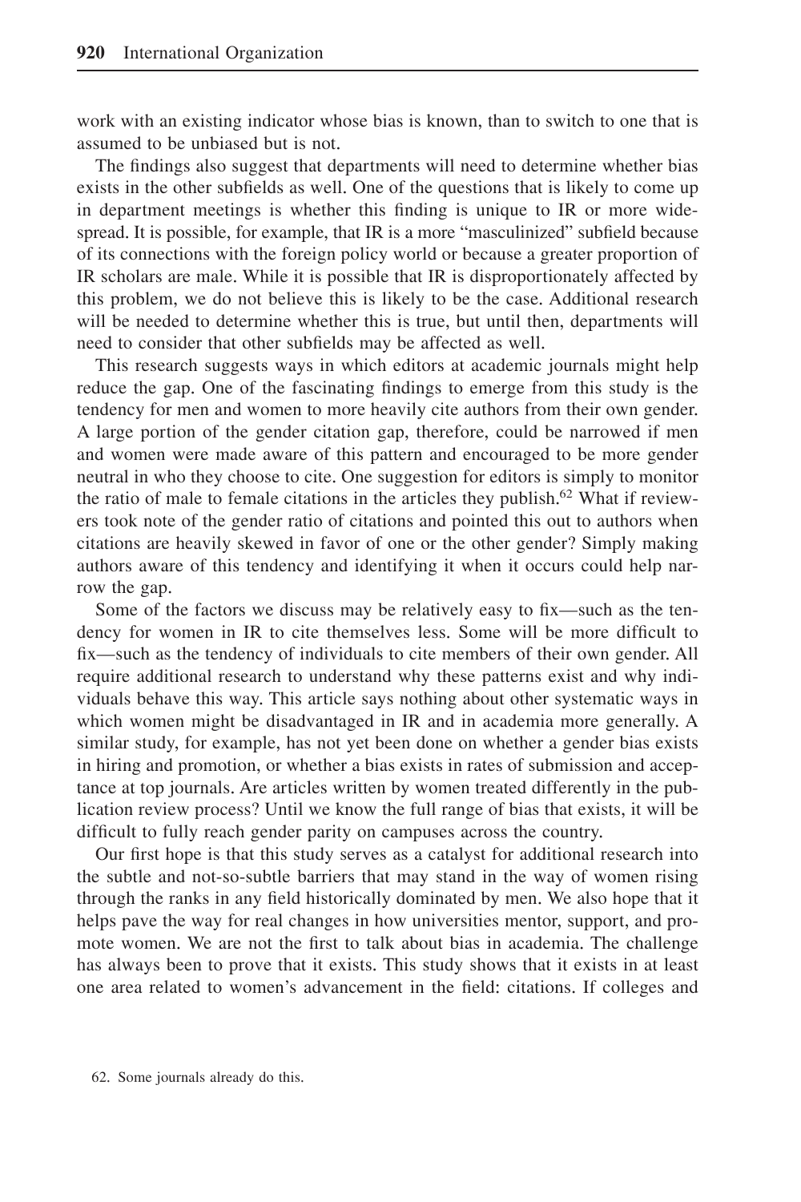work with an existing indicator whose bias is known, than to switch to one that is assumed to be unbiased but is not.

The findings also suggest that departments will need to determine whether bias exists in the other subfields as well. One of the questions that is likely to come up in department meetings is whether this finding is unique to IR or more widespread. It is possible, for example, that IR is a more "masculinized" subfield because of its connections with the foreign policy world or because a greater proportion of IR scholars are male. While it is possible that IR is disproportionately affected by this problem, we do not believe this is likely to be the case. Additional research will be needed to determine whether this is true, but until then, departments will need to consider that other subfields may be affected as well.

This research suggests ways in which editors at academic journals might help reduce the gap. One of the fascinating findings to emerge from this study is the tendency for men and women to more heavily cite authors from their own gender. A large portion of the gender citation gap, therefore, could be narrowed if men and women were made aware of this pattern and encouraged to be more gender neutral in who they choose to cite. One suggestion for editors is simply to monitor the ratio of male to female citations in the articles they publish.[62] What if reviewers took note of the gender ratio of citations and pointed this out to authors when citations are heavily skewed in favor of one or the other gender? Simply making authors aware of this tendency and identifying it when it occurs could help narrow the gap.

Some of the factors we discuss may be relatively easy to fix—such as the tendency for women in IR to cite themselves less. Some will be more difficult to fix—such as the tendency of individuals to cite members of their own gender. All require additional research to understand why these patterns exist and why individuals behave this way. This article says nothing about other systematic ways in which women might be disadvantaged in IR and in academia more generally. A similar study, for example, has not yet been done on whether a gender bias exists in hiring and promotion, or whether a bias exists in rates of submission and acceptance at top journals. Are articles written by women treated differently in the publication review process? Until we know the full range of bias that exists, it will be difficult to fully reach gender parity on campuses across the country.

Our first hope is that this study serves as a catalyst for additional research into the subtle and not-so-subtle barriers that may stand in the way of women rising through the ranks in any field historically dominated by men. We also hope that it helps pave the way for real changes in how universities mentor, support, and promote women. We are not the first to talk about bias in academia. The challenge has always been to prove that it exists. This study shows that it exists in at least one area related to women's advancement in the field: citations. If colleges and

62. Some journals already do this.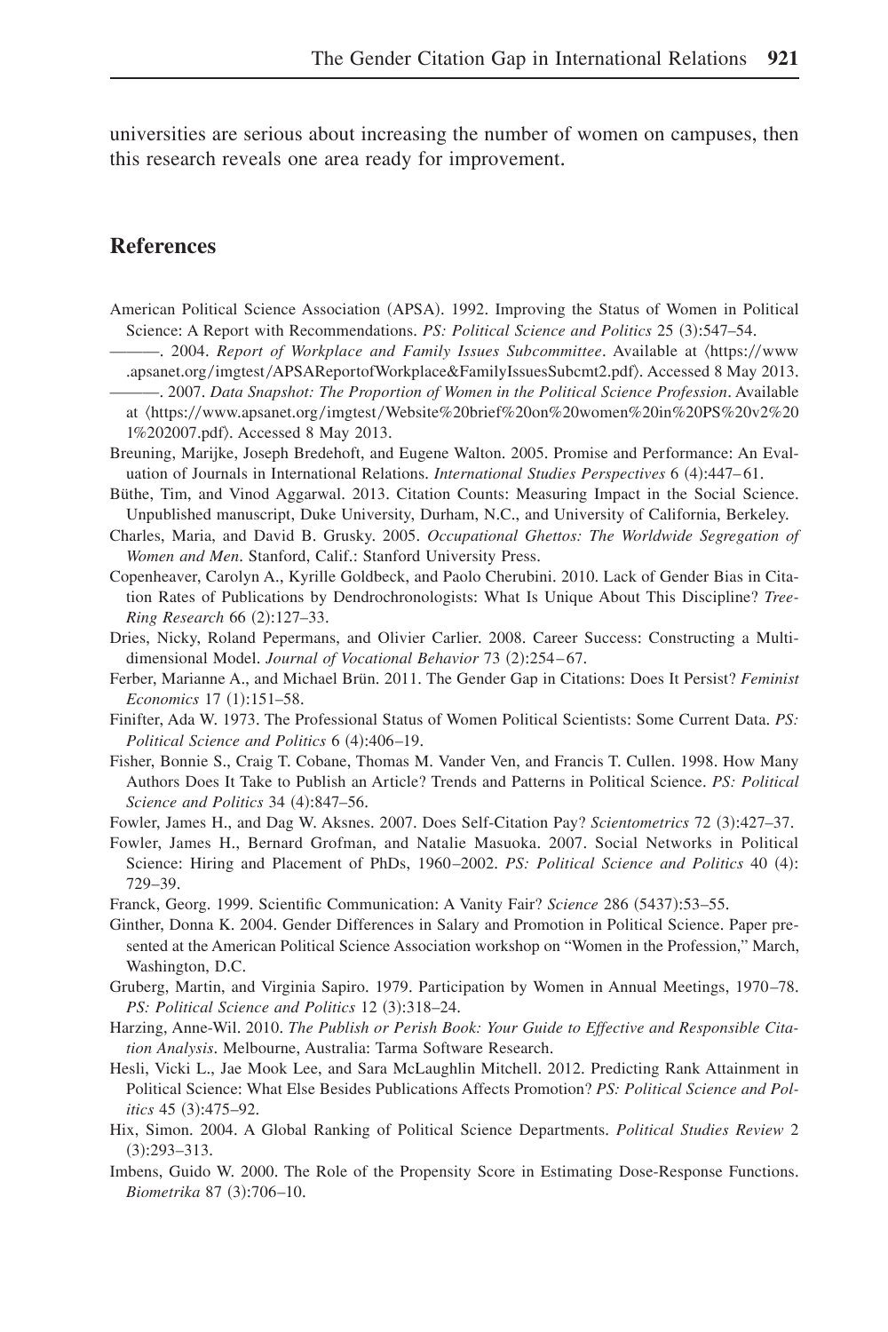universities are serious about increasing the number of women on campuses, then this research reveals one area ready for improvement.

## References

American Political Science Association (APSA). 1992. Improving the Status of Women in Political Science: A Report with Recommendations. *PS: Political Science and Politics* 25 (3):547–54.

———. 2004. *Report of Workplace and Family Issues Subcommittee*. Available at ⟨https://www.apsanet.org/imgtest/APSAReportofWorkplace&FamilyIssuesSubcmt2.pdf⟩. Accessed 8 May 2013.

———. 2007. *Data Snapshot: The Proportion of Women in the Political Science Profession*. Available at ⟨https://www.apsanet.org/imgtest/Website%20brief%20on%20women%20in%20PS%20v2%201%202007.pdf⟩. Accessed 8 May 2013.

Breuning, Marijke, Joseph Bredehoft, and Eugene Walton. 2005. Promise and Performance: An Evaluation of Journals in International Relations. *International Studies Perspectives* 6 (4):447–61.

Büthe, Tim, and Vinod Aggarwal. 2013. Citation Counts: Measuring Impact in the Social Science. Unpublished manuscript, Duke University, Durham, N.C., and University of California, Berkeley.

Charles, Maria, and David B. Grusky. 2005. *Occupational Ghettos: The Worldwide Segregation of Women and Men*. Stanford, Calif.: Stanford University Press.

Copenheaver, Carolyn A., Kyrille Goldbeck, and Paolo Cherubini. 2010. Lack of Gender Bias in Citation Rates of Publications by Dendrochronologists: What Is Unique About This Discipline? *Tree-Ring Research* 66 (2):127–33.

Dries, Nicky, Roland Pepermans, and Olivier Carlier. 2008. Career Success: Constructing a Multidimensional Model. *Journal of Vocational Behavior* 73 (2):254–67.

Ferber, Marianne A., and Michael Brün. 2011. The Gender Gap in Citations: Does It Persist? *Feminist Economics* 17 (1):151–58.

Finifter, Ada W. 1973. The Professional Status of Women Political Scientists: Some Current Data. *PS: Political Science and Politics* 6 (4):406–19.

Fisher, Bonnie S., Craig T. Cobane, Thomas M. Vander Ven, and Francis T. Cullen. 1998. How Many Authors Does It Take to Publish an Article? Trends and Patterns in Political Science. *PS: Political Science and Politics* 34 (4):847–56.

Fowler, James H., and Dag W. Aksnes. 2007. Does Self-Citation Pay? *Scientometrics* 72 (3):427–37.

Fowler, James H., Bernard Grofman, and Natalie Masuoka. 2007. Social Networks in Political Science: Hiring and Placement of PhDs, 1960–2002. *PS: Political Science and Politics* 40 (4): 729–39.

Franck, Georg. 1999. Scientific Communication: A Vanity Fair? *Science* 286 (5437):53–55.

Ginther, Donna K. 2004. Gender Differences in Salary and Promotion in Political Science. Paper presented at the American Political Science Association workshop on "Women in the Profession," March, Washington, D.C.

Gruberg, Martin, and Virginia Sapiro. 1979. Participation by Women in Annual Meetings, 1970–78. *PS: Political Science and Politics* 12 (3):318–24.

Harzing, Anne-Wil. 2010. *The Publish or Perish Book: Your Guide to Effective and Responsible Citation Analysis*. Melbourne, Australia: Tarma Software Research.

Hesli, Vicki L., Jae Mook Lee, and Sara McLaughlin Mitchell. 2012. Predicting Rank Attainment in Political Science: What Else Besides Publications Affects Promotion? *PS: Political Science and Politics* 45 (3):475–92.

Hix, Simon. 2004. A Global Ranking of Political Science Departments. *Political Studies Review* 2 (3):293–313.

Imbens, Guido W. 2000. The Role of the Propensity Score in Estimating Dose-Response Functions. *Biometrika* 87 (3):706–10.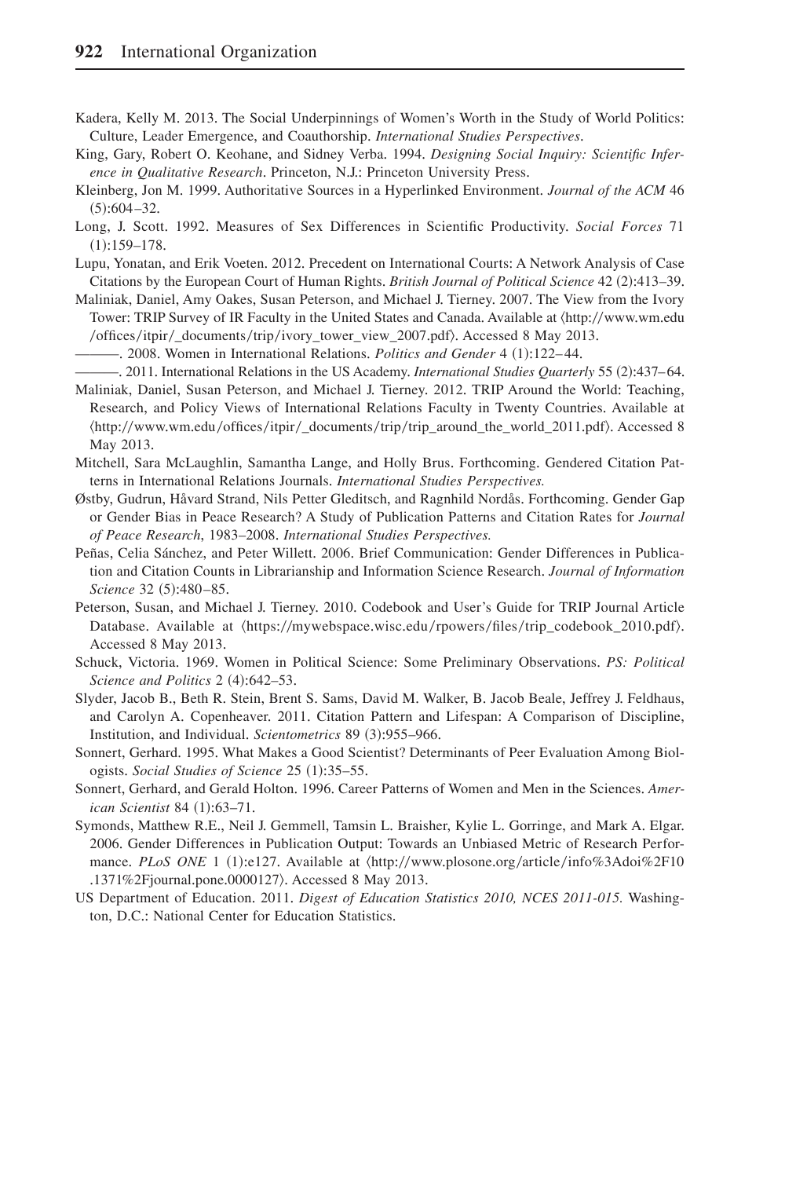Kadera, Kelly M. 2013. The Social Underpinnings of Women's Worth in the Study of World Politics: Culture, Leader Emergence, and Coauthorship. *International Studies Perspectives*.

King, Gary, Robert O. Keohane, and Sidney Verba. 1994. *Designing Social Inquiry: Scientific Inference in Qualitative Research*. Princeton, N.J.: Princeton University Press.

Kleinberg, Jon M. 1999. Authoritative Sources in a Hyperlinked Environment. *Journal of the ACM* 46 (5):604–32.

Long, J. Scott. 1992. Measures of Sex Differences in Scientific Productivity. *Social Forces* 71 (1):159–178.

Lupu, Yonatan, and Erik Voeten. 2012. Precedent on International Courts: A Network Analysis of Case Citations by the European Court of Human Rights. *British Journal of Political Science* 42 (2):413–39.

Maliniak, Daniel, Amy Oakes, Susan Peterson, and Michael J. Tierney. 2007. The View from the Ivory Tower: TRIP Survey of IR Faculty in the United States and Canada. Available at ⟨http://www.wm.edu/offices/itpir/_documents/trip/ivory_tower_view_2007.pdf⟩. Accessed 8 May 2013.

———. 2008. Women in International Relations. *Politics and Gender* 4 (1):122–44.

———. 2011. International Relations in the US Academy. *International Studies Quarterly* 55 (2):437–64.

Maliniak, Daniel, Susan Peterson, and Michael J. Tierney. 2012. TRIP Around the World: Teaching, Research, and Policy Views of International Relations Faculty in Twenty Countries. Available at ⟨http://www.wm.edu/offices/itpir/_documents/trip/trip_around_the_world_2011.pdf⟩. Accessed 8 May 2013.

Mitchell, Sara McLaughlin, Samantha Lange, and Holly Brus. Forthcoming. Gendered Citation Patterns in International Relations Journals. *International Studies Perspectives.*

Østby, Gudrun, Håvard Strand, Nils Petter Gleditsch, and Ragnhild Nordås. Forthcoming. Gender Gap or Gender Bias in Peace Research? A Study of Publication Patterns and Citation Rates for *Journal of Peace Research*, 1983–2008. *International Studies Perspectives.*

Peñas, Celia Sánchez, and Peter Willett. 2006. Brief Communication: Gender Differences in Publication and Citation Counts in Librarianship and Information Science Research. *Journal of Information Science* 32 (5):480–85.

Peterson, Susan, and Michael J. Tierney. 2010. Codebook and User's Guide for TRIP Journal Article Database. Available at ⟨https://mywebspace.wisc.edu/rpowers/files/trip_codebook_2010.pdf⟩. Accessed 8 May 2013.

Schuck, Victoria. 1969. Women in Political Science: Some Preliminary Observations. *PS: Political Science and Politics* 2 (4):642–53.

Slyder, Jacob B., Beth R. Stein, Brent S. Sams, David M. Walker, B. Jacob Beale, Jeffrey J. Feldhaus, and Carolyn A. Copenheaver. 2011. Citation Pattern and Lifespan: A Comparison of Discipline, Institution, and Individual. *Scientometrics* 89 (3):955–966.

Sonnert, Gerhard. 1995. What Makes a Good Scientist? Determinants of Peer Evaluation Among Biologists. *Social Studies of Science* 25 (1):35–55.

Sonnert, Gerhard, and Gerald Holton. 1996. Career Patterns of Women and Men in the Sciences. *American Scientist* 84 (1):63–71.

Symonds, Matthew R.E., Neil J. Gemmell, Tamsin L. Braisher, Kylie L. Gorringe, and Mark A. Elgar. 2006. Gender Differences in Publication Output: Towards an Unbiased Metric of Research Performance. *PLoS ONE* 1 (1):e127. Available at ⟨http://www.plosone.org/article/info%3Adoi%2F10.1371%2Fjournal.pone.0000127⟩. Accessed 8 May 2013.

US Department of Education. 2011. *Digest of Education Statistics 2010, NCES 2011-015.* Washington, D.C.: National Center for Education Statistics.